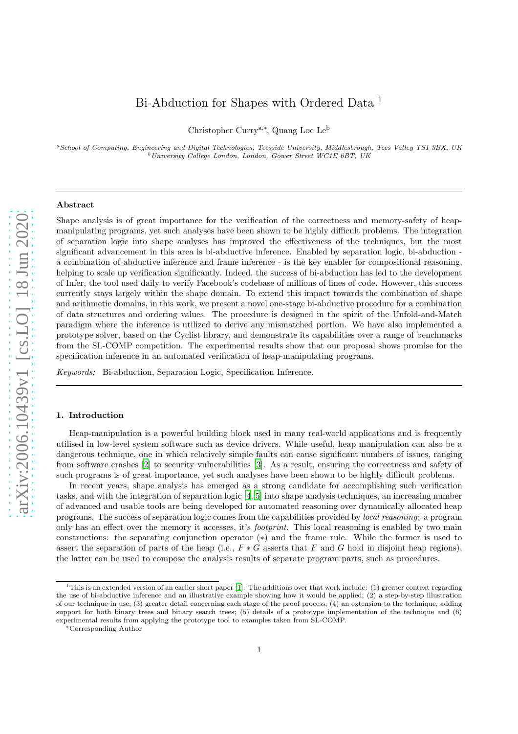# Bi-Abduction for Shapes with Ordered Data [1]

Christopher Curry[a,*], Quang Loc Le[b]

[a] *School of Computing, Engineering and Digital Technologies, Teesside University, Middlesbrough, Tees Valley TS1 3BX, UK*
[b] *University College London, London, Gower Street WC1E 6BT, UK*

---

### Abstract

Shape analysis is of great importance for the verification of the correctness and memory-safety of heap-manipulating programs, yet such analyses have been shown to be highly difficult problems. The integration of separation logic into shape analyses has improved the effectiveness of the techniques, but the most significant advancement in this area is bi-abductive inference. Enabled by separation logic, bi-abduction - a combination of abductive inference and frame inference - is the key enabler for compositional reasoning, helping to scale up verification significantly. Indeed, the success of bi-abduction has led to the development of Infer, the tool used daily to verify Facebook's codebase of millions of lines of code. However, this success currently stays largely within the shape domain. To extend this impact towards the combination of shape and arithmetic domains, in this work, we present a novel one-stage bi-abductive procedure for a combination of data structures and ordering values. The procedure is designed in the spirit of the Unfold-and-Match paradigm where the inference is utilized to derive any mismatched portion. We have also implemented a prototype solver, based on the Cyclist library, and demonstrate its capabilities over a range of benchmarks from the SL-COMP competition. The experimental results show that our proposal shows promise for the specification inference in an automated verification of heap-manipulating programs.

*Keywords:* Bi-abduction, Separation Logic, Specification Inference.

---

## 1. Introduction

Heap-manipulation is a powerful building block used in many real-world applications and is frequently utilised in low-level system software such as device drivers. While useful, heap manipulation can also be a dangerous technique, one in which relatively simple faults can cause significant numbers of issues, ranging from software crashes [2] to security vulnerabilities [3]. As a result, ensuring the correctness and safety of such programs is of great importance, yet such analyses have been shown to be highly difficult problems.

In recent years, shape analysis has emerged as a strong candidate for accomplishing such verification tasks, and with the integration of separation logic [4, 5] into shape analysis techniques, an increasing number of advanced and usable tools are being developed for automated reasoning over dynamically allocated heap programs. The success of separation logic comes from the capabilities provided by *local reasoning*: a program only has an effect over the memory it accesses, it's *footprint*. This local reasoning is enabled by two main constructions: the separating conjunction operator ($*$) and the frame rule. While the former is used to assert the separation of parts of the heap (i.e., $F * G$ asserts that $F$ and $G$ hold in disjoint heap regions), the latter can be used to compose the analysis results of separate program parts, such as procedures.

---

[1] This is an extended version of an earlier short paper [1]. The additions over that work include: (1) greater context regarding the use of bi-abductive inference and an illustrative example showing how it would be applied; (2) a step-by-step illustration of our technique in use; (3) greater detail concerning each stage of the proof process; (4) an extension to the technique, adding support for both binary trees and binary search trees; (5) details of a prototype implementation of the technique and (6) experimental results from applying the prototype tool to examples taken from SL-COMP.

[*] Corresponding Author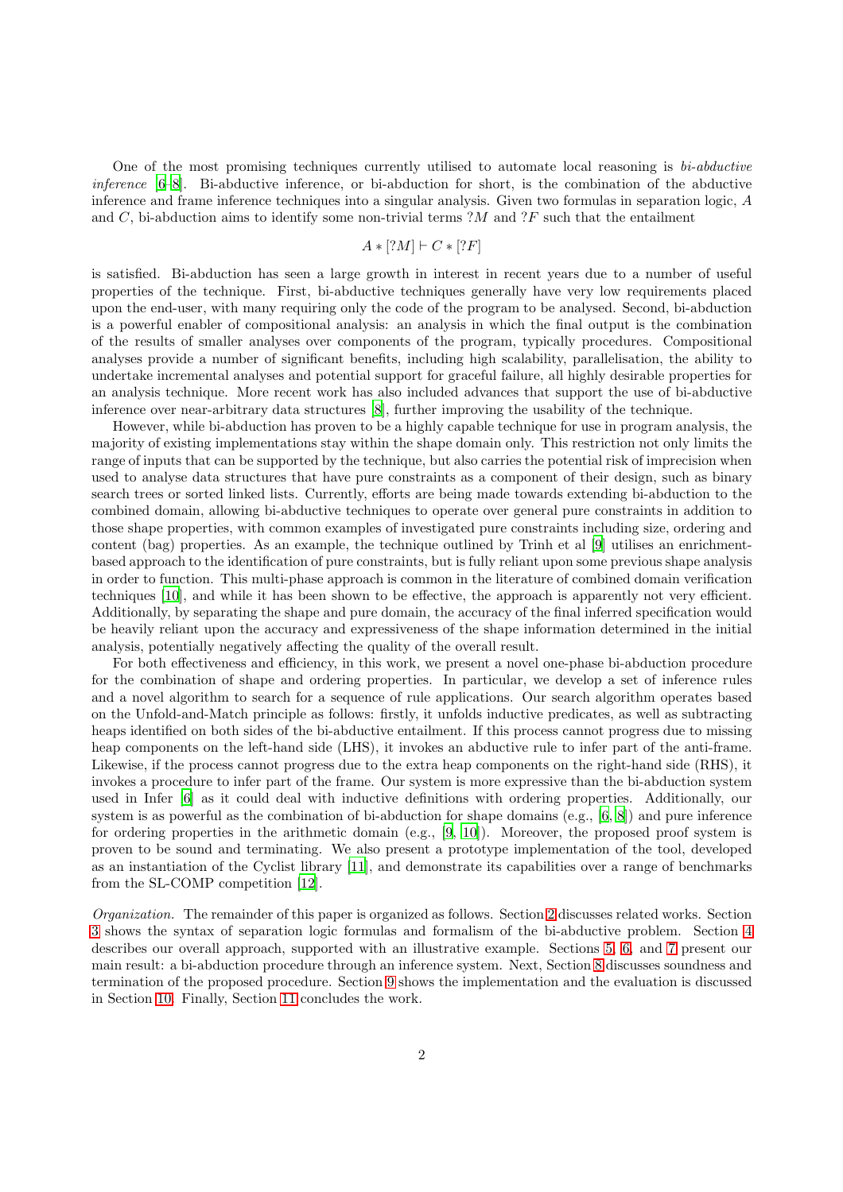One of the most promising techniques currently utilised to automate local reasoning is *bi-abductive inference* [6–8]. Bi-abductive inference, or bi-abduction for short, is the combination of the abductive inference and frame inference techniques into a singular analysis. Given two formulas in separation logic, $A$ and $C$, bi-abduction aims to identify some non-trivial terms $?M$ and $?F$ such that the entailment

$$A * [?M] \vdash C * [?F]$$

is satisfied. Bi-abduction has seen a large growth in interest in recent years due to a number of useful properties of the technique. First, bi-abductive techniques generally have very low requirements placed upon the end-user, with many requiring only the code of the program to be analysed. Second, bi-abduction is a powerful enabler of compositional analysis: an analysis in which the final output is the combination of the results of smaller analyses over components of the program, typically procedures. Compositional analyses provide a number of significant benefits, including high scalability, parallelisation, the ability to undertake incremental analyses and potential support for graceful failure, all highly desirable properties for an analysis technique. More recent work has also included advances that support the use of bi-abductive inference over near-arbitrary data structures [8], further improving the usability of the technique.

However, while bi-abduction has proven to be a highly capable technique for use in program analysis, the majority of existing implementations stay within the shape domain only. This restriction not only limits the range of inputs that can be supported by the technique, but also carries the potential risk of imprecision when used to analyse data structures that have pure constraints as a component of their design, such as binary search trees or sorted linked lists. Currently, efforts are being made towards extending bi-abduction to the combined domain, allowing bi-abductive techniques to operate over general pure constraints in addition to those shape properties, with common examples of investigated pure constraints including size, ordering and content (bag) properties. As an example, the technique outlined by Trinh et al [9] utilises an enrichment-based approach to the identification of pure constraints, but is fully reliant upon some previous shape analysis in order to function. This multi-phase approach is common in the literature of combined domain verification techniques [10], and while it has been shown to be effective, the approach is apparently not very efficient. Additionally, by separating the shape and pure domain, the accuracy of the final inferred specification would be heavily reliant upon the accuracy and expressiveness of the shape information determined in the initial analysis, potentially negatively affecting the quality of the overall result.

For both effectiveness and efficiency, in this work, we present a novel one-phase bi-abduction procedure for the combination of shape and ordering properties. In particular, we develop a set of inference rules and a novel algorithm to search for a sequence of rule applications. Our search algorithm operates based on the Unfold-and-Match principle as follows: firstly, it unfolds inductive predicates, as well as subtracting heaps identified on both sides of the bi-abductive entailment. If this process cannot progress due to missing heap components on the left-hand side (LHS), it invokes an abductive rule to infer part of the anti-frame. Likewise, if the process cannot progress due to the extra heap components on the right-hand side (RHS), it invokes a procedure to infer part of the frame. Our system is more expressive than the bi-abduction system used in Infer [6] as it could deal with inductive definitions with ordering properties. Additionally, our system is as powerful as the combination of bi-abduction for shape domains (e.g., [6, 8]) and pure inference for ordering properties in the arithmetic domain (e.g., [9, 10]). Moreover, the proposed proof system is proven to be sound and terminating. We also present a prototype implementation of the tool, developed as an instantiation of the Cyclist library [11], and demonstrate its capabilities over a range of benchmarks from the SL-COMP competition [12].

*Organization.* The remainder of this paper is organized as follows. Section 2 discusses related works. Section 3 shows the syntax of separation logic formulas and formalism of the bi-abductive problem. Section 4 describes our overall approach, supported with an illustrative example. Sections 5, 6, and 7 present our main result: a bi-abduction procedure through an inference system. Next, Section 8 discusses soundness and termination of the proposed procedure. Section 9 shows the implementation and the evaluation is discussed in Section 10. Finally, Section 11 concludes the work.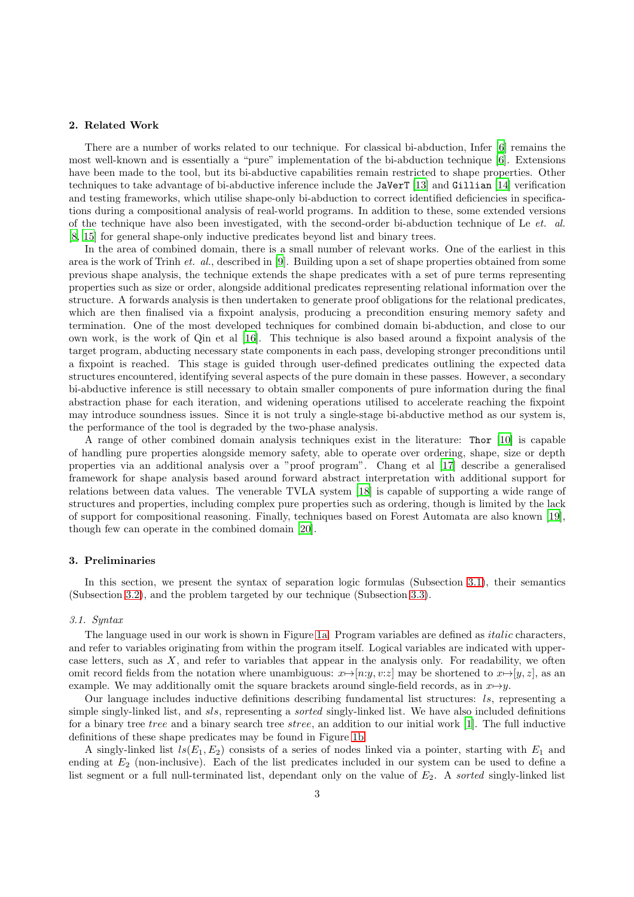### 2. Related Work

There are a number of works related to our technique. For classical bi-abduction, Infer [6] remains the most well-known and is essentially a "pure" implementation of the bi-abduction technique [6]. Extensions have been made to the tool, but its bi-abductive capabilities remain restricted to shape properties. Other techniques to take advantage of bi-abductive inference include the `JaVerT` [13] and `Gillian` [14] verification and testing frameworks, which utilise shape-only bi-abduction to correct identified deficiencies in specifications during a compositional analysis of real-world programs. In addition to these, some extended versions of the technique have also been investigated, with the second-order bi-abduction technique of Le *et. al.* [8, 15] for general shape-only inductive predicates beyond list and binary trees.

In the area of combined domain, there is a small number of relevant works. One of the earliest in this area is the work of Trinh *et. al.*, described in [9]. Building upon a set of shape properties obtained from some previous shape analysis, the technique extends the shape predicates with a set of pure terms representing properties such as size or order, alongside additional predicates representing relational information over the structure. A forwards analysis is then undertaken to generate proof obligations for the relational predicates, which are then finalised via a fixpoint analysis, producing a precondition ensuring memory safety and termination. One of the most developed techniques for combined domain bi-abduction, and close to our own work, is the work of Qin et al [16]. This technique is also based around a fixpoint analysis of the target program, abducting necessary state components in each pass, developing stronger preconditions until a fixpoint is reached. This stage is guided through user-defined predicates outlining the expected data structures encountered, identifying several aspects of the pure domain in these passes. However, a secondary bi-abductive inference is still necessary to obtain smaller components of pure information during the final abstraction phase for each iteration, and widening operations utilised to accelerate reaching the fixpoint may introduce soundness issues. Since it is not truly a single-stage bi-abductive method as our system is, the performance of the tool is degraded by the two-phase analysis.

A range of other combined domain analysis techniques exist in the literature: `Thor` [10] is capable of handling pure properties alongside memory safety, able to operate over ordering, shape, size or depth properties via an additional analysis over a "proof program". Chang et al [17] describe a generalised framework for shape analysis based around forward abstract interpretation with additional support for relations between data values. The venerable TVLA system [18] is capable of supporting a wide range of structures and properties, including complex pure properties such as ordering, though is limited by the lack of support for compositional reasoning. Finally, techniques based on Forest Automata are also known [19], though few can operate in the combined domain [20].

### 3. Preliminaries

In this section, we present the syntax of separation logic formulas (Subsection 3.1), their semantics (Subsection 3.2), and the problem targeted by our technique (Subsection 3.3).

#### *3.1. Syntax*

The language used in our work is shown in Figure 1a. Program variables are defined as *italic* characters, and refer to variables originating from within the program itself. Logical variables are indicated with upper-case letters, such as $X$, and refer to variables that appear in the analysis only. For readability, we often omit record fields from the notation where unambiguous: $x \mapsto [n{:}y, v{:}z]$ may be shortened to $x \mapsto [y, z]$, as an example. We may additionally omit the square brackets around single-field records, as in $x \mapsto y$.

Our language includes inductive definitions describing fundamental list structures: $ls$, representing a simple singly-linked list, and $sls$, representing a *sorted* singly-linked list. We have also included definitions for a binary tree $tree$ and a binary search tree $stree$, an addition to our initial work [1]. The full inductive definitions of these shape predicates may be found in Figure 1b.

A singly-linked list $ls(E_1, E_2)$ consists of a series of nodes linked via a pointer, starting with $E_1$ and ending at $E_2$ (non-inclusive). Each of the list predicates included in our system can be used to define a list segment or a full null-terminated list, dependant only on the value of $E_2$. A *sorted* singly-linked list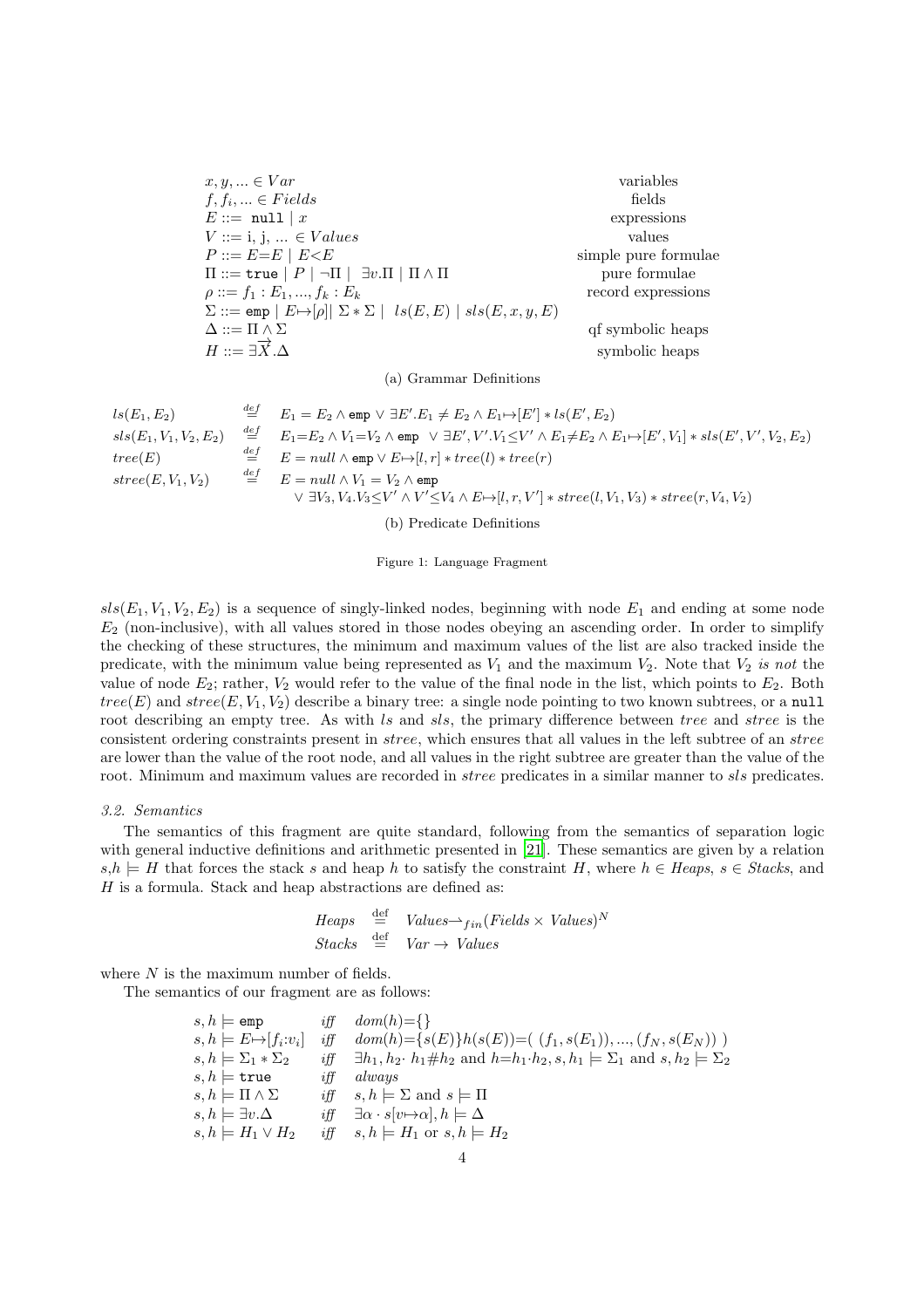| | |
|---|---|
| $x, y, ... \in Var$ | variables |
| $f, f_i, ... \in Fields$ | fields |
| $E ::= \texttt{null} \mid x$ | expressions |
| $V ::= \text{i, j, ...} \in Values$ | values |
| $P ::= E{=}E \mid E{<}E$ | simple pure formulae |
| $\Pi ::= \texttt{true} \mid P \mid \neg\Pi \mid \exists v.\Pi \mid \Pi \wedge \Pi$ | pure formulae |
| $\rho ::= f_1 : E_1, ..., f_k : E_k$ | record expressions |
| $\Sigma ::= \texttt{emp} \mid E{\mapsto}[\rho] \mid \Sigma * \Sigma \mid \ ls(E, E) \mid sls(E, x, y, E)$ | |
| $\Delta ::= \Pi \wedge \Sigma$ | qf symbolic heaps |
| $H ::= \exists \overrightarrow{X}.\Delta$ | symbolic heaps |

(a) Grammar Definitions

$$ls(E_1, E_2) \stackrel{def}{=} E_1 = E_2 \wedge \texttt{emp} \vee \exists E'.E_1 \neq E_2 \wedge E_1{\mapsto}[E'] * ls(E', E_2)$$

$$sls(E_1, V_1, V_2, E_2) \stackrel{def}{=} E_1{=}E_2 \wedge V_1{=}V_2 \wedge \texttt{emp} \ \vee \exists E', V'.V_1{\leq}V' \wedge E_1{\neq}E_2 \wedge E_1{\mapsto}[E', V_1] * sls(E', V', V_2, E_2)$$

$$tree(E) \stackrel{def}{=} E = null \wedge \texttt{emp} \vee E{\mapsto}[l, r] * tree(l) * tree(r)$$

$$stree(E, V_1, V_2) \stackrel{def}{=} E = null \wedge V_1 = V_2 \wedge \texttt{emp} \vee \exists V_3, V_4.V_3{\leq}V' \wedge V'{\leq}V_4 \wedge E{\mapsto}[l, r, V'] * stree(l, V_1, V_3) * stree(r, V_4, V_2)$$

(b) Predicate Definitions

Figure 1: Language Fragment

$sls(E_1, V_1, V_2, E_2)$ is a sequence of singly-linked nodes, beginning with node $E_1$ and ending at some node $E_2$ (non-inclusive), with all values stored in those nodes obeying an ascending order. In order to simplify the checking of these structures, the minimum and maximum values of the list are also tracked inside the predicate, with the minimum value being represented as $V_1$ and the maximum $V_2$. Note that $V_2$ *is not* the value of node $E_2$; rather, $V_2$ would refer to the value of the final node in the list, which points to $E_2$. Both $tree(E)$ and $stree(E, V_1, V_2)$ describe a binary tree: a single node pointing to two known subtrees, or a `null` root describing an empty tree. As with $ls$ and $sls$, the primary difference between $tree$ and $stree$ is the consistent ordering constraints present in $stree$, which ensures that all values in the left subtree of an $stree$ are lower than the value of the root node, and all values in the right subtree are greater than the value of the root. Minimum and maximum values are recorded in $stree$ predicates in a similar manner to $sls$ predicates.

### 3.2. Semantics

The semantics of this fragment are quite standard, following from the semantics of separation logic with general inductive definitions and arithmetic presented in [21]. These semantics are given by a relation $s,h \models H$ that forces the stack $s$ and heap $h$ to satisfy the constraint $H$, where $h \in Heaps$, $s \in Stacks$, and $H$ is a formula. Stack and heap abstractions are defined as:

$$Heaps \stackrel{\text{def}}{=} Values \rightharpoonup_{fin} (Fields \times Values)^N$$
$$Stacks \stackrel{\text{def}}{=} Var \rightarrow Values$$

where $N$ is the maximum number of fields.

The semantics of our fragment are as follows:

| | | |
|---|---|---|
| $s, h \models \texttt{emp}$ | *iff* | $dom(h){=}\{\}$ |
| $s, h \models E{\mapsto}[f_i{:}v_i]$ | *iff* | $dom(h){=}\{s(E)\} h(s(E)){=}(\ (f_1, s(E_1)), ..., (f_N, s(E_N))\ )$ |
| $s, h \models \Sigma_1 * \Sigma_2$ | *iff* | $\exists h_1, h_2 \cdot h_1 \# h_2$ and $h{=}h_1{\cdot}h_2, s, h_1 \models \Sigma_1$ and $s, h_2 \models \Sigma_2$ |
| $s, h \models \texttt{true}$ | *iff* | *always* |
| $s, h \models \Pi \wedge \Sigma$ | *iff* | $s, h \models \Sigma$ and $s \models \Pi$ |
| $s, h \models \exists v.\Delta$ | *iff* | $\exists \alpha \cdot s[v{\mapsto}\alpha], h \models \Delta$ |
| $s, h \models H_1 \vee H_2$ | *iff* | $s, h \models H_1$ or $s, h \models H_2$ |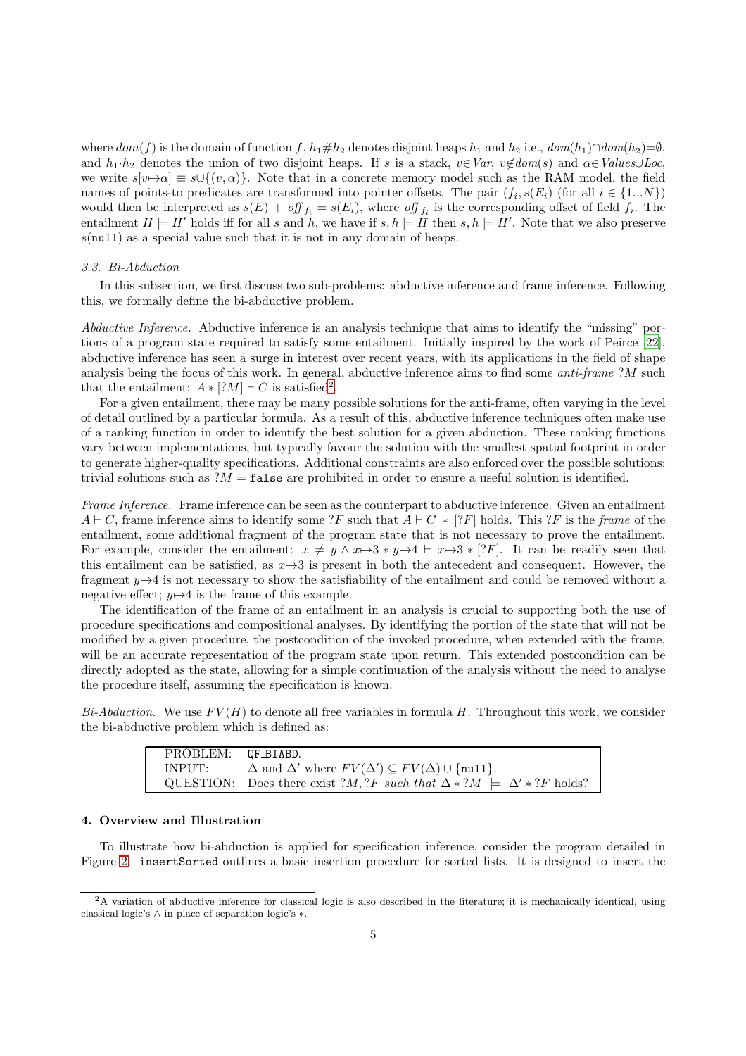where $dom(f)$ is the domain of function $f$, $h_1 \# h_2$ denotes disjoint heaps $h_1$ and $h_2$ i.e., $dom(h_1) \cap dom(h_2) = \emptyset$, and $h_1 \cdot h_2$ denotes the union of two disjoint heaps. If $s$ is a stack, $v \in Var$, $v \notin dom(s)$ and $\alpha \in Values \cup Loc$, we write $s[v \mapsto \alpha] \equiv s \cup \{(v, \alpha)\}$. Note that in a concrete memory model such as the RAM model, the field names of points-to predicates are transformed into pointer offsets. The pair $(f_i, s(E_i))$ (for all $i \in \{1...N\}$) would then be interpreted as $s(E) + \mathit{off}_{f_i} = s(E_i)$, where $\mathit{off}_{f_i}$ is the corresponding offset of field $f_i$. The entailment $H \models H'$ holds iff for all $s$ and $h$, we have if $s, h \models H$ then $s, h \models H'$. Note that we also preserve $s(\texttt{null})$ as a special value such that it is not in any domain of heaps.

### *3.3. Bi-Abduction*

In this subsection, we first discuss two sub-problems: abductive inference and frame inference. Following this, we formally define the bi-abductive problem.

*Abductive Inference.* Abductive inference is an analysis technique that aims to identify the "missing" portions of a program state required to satisfy some entailment. Initially inspired by the work of Peirce [22], abductive inference has seen a surge in interest over recent years, with its applications in the field of shape analysis being the focus of this work. In general, abductive inference aims to find some *anti-frame* $?M$ such that the entailment: $A * [?M] \vdash C$ is satisfied[2].

For a given entailment, there may be many possible solutions for the anti-frame, often varying in the level of detail outlined by a particular formula. As a result of this, abductive inference techniques often make use of a ranking function in order to identify the best solution for a given abduction. These ranking functions vary between implementations, but typically favour the solution with the smallest spatial footprint in order to generate higher-quality specifications. Additional constraints are also enforced over the possible solutions: trivial solutions such as $?M = \texttt{false}$ are prohibited in order to ensure a useful solution is identified.

*Frame Inference.* Frame inference can be seen as the counterpart to abductive inference. Given an entailment $A \vdash C$, frame inference aims to identify some $?F$ such that $A \vdash C * [?F]$ holds. This $?F$ is the *frame* of the entailment, some additional fragment of the program state that is not necessary to prove the entailment. For example, consider the entailment: $x \neq y \wedge x {\mapsto} 3 * y {\mapsto} 4 \vdash x {\mapsto} 3 * [?F]$. It can be readily seen that this entailment can be satisfied, as $x {\mapsto} 3$ is present in both the antecedent and consequent. However, the fragment $y {\mapsto} 4$ is not necessary to show the satisfiability of the entailment and could be removed without a negative effect; $y {\mapsto} 4$ is the frame of this example.

The identification of the frame of an entailment in an analysis is crucial to supporting both the use of procedure specifications and compositional analyses. By identifying the portion of the state that will not be modified by a given procedure, the postcondition of the invoked procedure, when extended with the frame, will be an accurate representation of the program state upon return. This extended postcondition can be directly adopted as the state, allowing for a simple continuation of the analysis without the need to analyse the procedure itself, assuming the specification is known.

*Bi-Abduction.* We use $FV(H)$ to denote all free variables in formula $H$. Throughout this work, we consider the bi-abductive problem which is defined as:

| | |
|---|---|
| PROBLEM: | `QF_BIABD`. |
| INPUT: | $\Delta$ and $\Delta'$ where $FV(\Delta') \subseteq FV(\Delta) \cup \{\texttt{null}\}$. |
| QUESTION: | Does there exist $?M, ?F$ *such that* $\Delta * ?M \models \Delta' * ?F$ holds? |

## 4. Overview and Illustration

To illustrate how bi-abduction is applied for specification inference, consider the program detailed in Figure 2. `insertSorted` outlines a basic insertion procedure for sorted lists. It is designed to insert the

[2] A variation of abductive inference for classical logic is also described in the literature; it is mechanically identical, using classical logic's $\wedge$ in place of separation logic's $*$.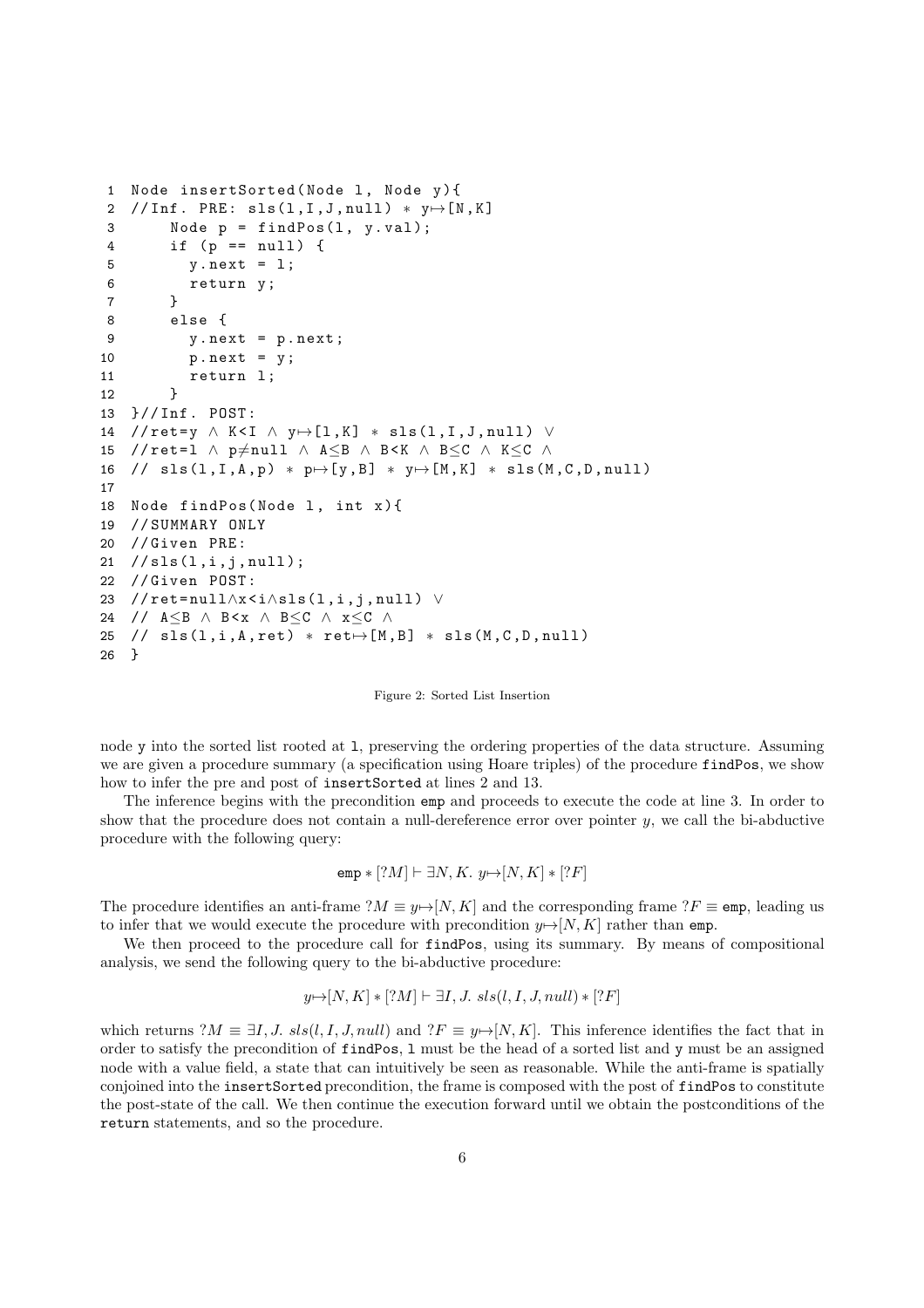```
1  Node insertSorted(Node l, Node y){
2  //Inf. PRE: sls(l,I,J,null) ∗ y↦[N,K]
3      Node p = findPos(l, y.val);
4      if (p == null) {
5        y.next = l;
6        return y;
7      }
8      else {
9        y.next = p.next;
10       p.next = y;
11       return l;
12     }
13 }//Inf. POST:
14 //ret=y ∧ K<I ∧ y↦[l,K] ∗ sls(l,I,J,null) ∨
15 //ret=l ∧ p≠null ∧ A≤B ∧ B<K ∧ B≤C ∧ K≤C ∧
16 // sls(l,I,A,p) ∗ p↦[y,B] ∗ y↦[M,K] ∗ sls(M,C,D,null)
17
18 Node findPos(Node l, int x){
19 //SUMMARY ONLY
20 //Given PRE:
21 //sls(l,i,j,null);
22 //Given POST:
23 //ret=null∧x<i∧sls(l,i,j,null) ∨
24 // A≤B ∧ B<x ∧ B≤C ∧ x≤C ∧
25 // sls(l,i,A,ret) ∗ ret↦[M,B] ∗ sls(M,C,D,null)
26 }
```

Figure 2: Sorted List Insertion

node `y` into the sorted list rooted at `l`, preserving the ordering properties of the data structure. Assuming we are given a procedure summary (a specification using Hoare triples) of the procedure `findPos`, we show how to infer the pre and post of `insertSorted` at lines 2 and 13.

The inference begins with the precondition `emp` and proceeds to execute the code at line 3. In order to show that the procedure does not contain a null-dereference error over pointer $y$, we call the bi-abductive procedure with the following query:

$$\texttt{emp} * [?M] \vdash \exists N, K.\ y{\mapsto}[N, K] * [?F]$$

The procedure identifies an anti-frame $?M \equiv y{\mapsto}[N, K]$ and the corresponding frame $?F \equiv \texttt{emp}$, leading us to infer that we would execute the procedure with precondition $y{\mapsto}[N, K]$ rather than `emp`.

We then proceed to the procedure call for `findPos`, using its summary. By means of compositional analysis, we send the following query to the bi-abductive procedure:

$$y{\mapsto}[N, K] * [?M] \vdash \exists I, J.\ sls(l, I, J, null) * [?F]$$

which returns $?M \equiv \exists I, J.\ sls(l, I, J, null)$ and $?F \equiv y{\mapsto}[N, K]$. This inference identifies the fact that in order to satisfy the precondition of `findPos`, `l` must be the head of a sorted list and `y` must be an assigned node with a value field, a state that can intuitively be seen as reasonable. While the anti-frame is spatially conjoined into the `insertSorted` precondition, the frame is composed with the post of `findPos` to constitute the post-state of the call. We then continue the execution forward until we obtain the postconditions of the `return` statements, and so the procedure.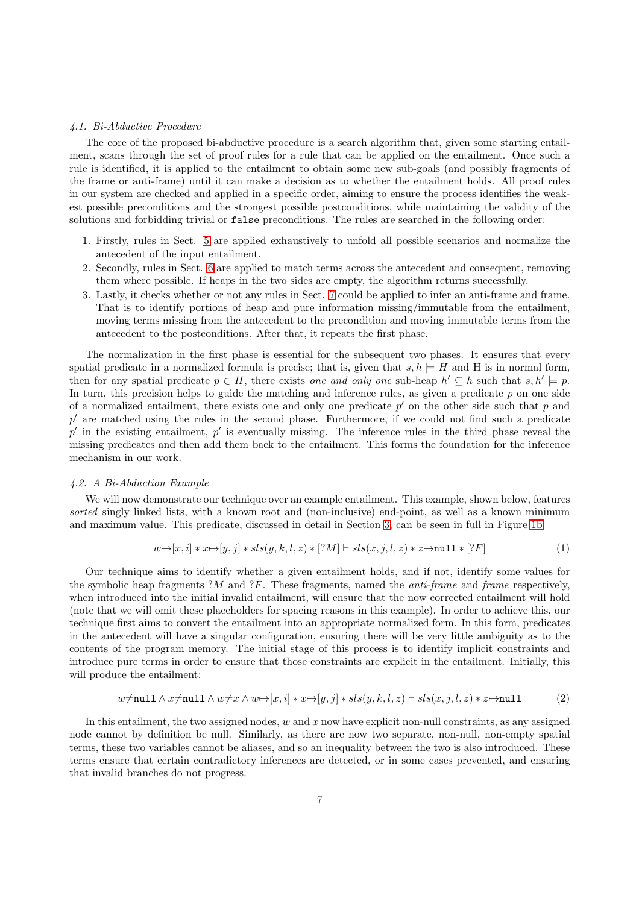### 4.1. Bi-Abductive Procedure

The core of the proposed bi-abductive procedure is a search algorithm that, given some starting entailment, scans through the set of proof rules for a rule that can be applied on the entailment. Once such a rule is identified, it is applied to the entailment to obtain some new sub-goals (and possibly fragments of the frame or anti-frame) until it can make a decision as to whether the entailment holds. All proof rules in our system are checked and applied in a specific order, aiming to ensure the process identifies the weakest possible preconditions and the strongest possible postconditions, while maintaining the validity of the solutions and forbidding trivial or `false` preconditions. The rules are searched in the following order:

1. Firstly, rules in Sect. 5 are applied exhaustively to unfold all possible scenarios and normalize the antecedent of the input entailment.
2. Secondly, rules in Sect. 6 are applied to match terms across the antecedent and consequent, removing them where possible. If heaps in the two sides are empty, the algorithm returns successfully.
3. Lastly, it checks whether or not any rules in Sect. 7 could be applied to infer an anti-frame and frame. That is to identify portions of heap and pure information missing/immutable from the entailment, moving terms missing from the antecedent to the precondition and moving immutable terms from the antecedent to the postconditions. After that, it repeats the first phase.

The normalization in the first phase is essential for the subsequent two phases. It ensures that every spatial predicate in a normalized formula is precise; that is, given that $s, h \models H$ and H is in normal form, then for any spatial predicate $p \in H$, there exists *one and only one* sub-heap $h' \subseteq h$ such that $s, h' \models p$. In turn, this precision helps to guide the matching and inference rules, as given a predicate $p$ on one side of a normalized entailment, there exists one and only one predicate $p'$ on the other side such that $p$ and $p'$ are matched using the rules in the second phase. Furthermore, if we could not find such a predicate $p'$ in the existing entailment, $p'$ is eventually missing. The inference rules in the third phase reveal the missing predicates and then add them back to the entailment. This forms the foundation for the inference mechanism in our work.

### 4.2. A Bi-Abduction Example

We will now demonstrate our technique over an example entailment. This example, shown below, features *sorted* singly linked lists, with a known root and (non-inclusive) end-point, as well as a known minimum and maximum value. This predicate, discussed in detail in Section 3, can be seen in full in Figure 1b.

$$w \mapsto [x, i] * x \mapsto [y, j] * sls(y, k, l, z) * [?M] \vdash sls(x, j, l, z) * z \mapsto \texttt{null} * [?F] \tag{1}$$

Our technique aims to identify whether a given entailment holds, and if not, identify some values for the symbolic heap fragments $?M$ and $?F$. These fragments, named the *anti-frame* and *frame* respectively, when introduced into the initial invalid entailment, will ensure that the now corrected entailment will hold (note that we will omit these placeholders for spacing reasons in this example). In order to achieve this, our technique first aims to convert the entailment into an appropriate normalized form. In this form, predicates in the antecedent will have a singular configuration, ensuring there will be very little ambiguity as to the contents of the program memory. The initial stage of this process is to identify implicit constraints and introduce pure terms in order to ensure that those constraints are explicit in the entailment. Initially, this will produce the entailment:

$$w \neq \texttt{null} \wedge x \neq \texttt{null} \wedge w \neq x \wedge w \mapsto [x, i] * x \mapsto [y, j] * sls(y, k, l, z) \vdash sls(x, j, l, z) * z \mapsto \texttt{null} \tag{2}$$

In this entailment, the two assigned nodes, $w$ and $x$ now have explicit non-null constraints, as any assigned node cannot by definition be null. Similarly, as there are now two separate, non-null, non-empty spatial terms, these two variables cannot be aliases, and so an inequality between the two is also introduced. These terms ensure that certain contradictory inferences are detected, or in some cases prevented, and ensuring that invalid branches do not progress.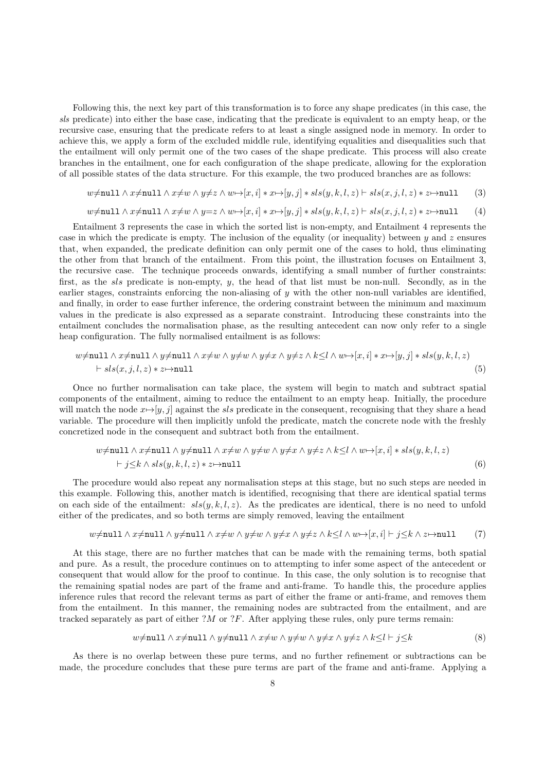Following this, the next key part of this transformation is to force any shape predicates (in this case, the *sls* predicate) into either the base case, indicating that the predicate is equivalent to an empty heap, or the recursive case, ensuring that the predicate refers to at least a single assigned node in memory. In order to achieve this, we apply a form of the excluded middle rule, identifying equalities and disequalities such that the entailment will only permit one of the two cases of the shape predicate. This process will also create branches in the entailment, one for each configuration of the shape predicate, allowing for the exploration of all possible states of the data structure. For this example, the two produced branches are as follows:

$$w{\neq}\texttt{null} \wedge x{\neq}\texttt{null} \wedge x{\neq}w \wedge y{\neq}z \wedge w{\mapsto}[x,i] * x{\mapsto}[y,j] * sls(y,k,l,z) \vdash sls(x,j,l,z) * z{\mapsto}\texttt{null} \quad (3)$$

$$w{\neq}\texttt{null} \wedge x{\neq}\texttt{null} \wedge x{\neq}w \wedge y{=}z \wedge w{\mapsto}[x,i] * x{\mapsto}[y,j] * sls(y,k,l,z) \vdash sls(x,j,l,z) * z{\mapsto}\texttt{null} \quad (4)$$

Entailment 3 represents the case in which the sorted list is non-empty, and Entailment 4 represents the case in which the predicate is empty. The inclusion of the equality (or inequality) between $y$ and $z$ ensures that, when expanded, the predicate definition can only permit one of the cases to hold, thus eliminating the other from that branch of the entailment. From this point, the illustration focuses on Entailment 3, the recursive case. The technique proceeds onwards, identifying a small number of further constraints: first, as the *sls* predicate is non-empty, $y$, the head of that list must be non-null. Secondly, as in the earlier stages, constraints enforcing the non-aliasing of $y$ with the other non-null variables are identified, and finally, in order to ease further inference, the ordering constraint between the minimum and maximum values in the predicate is also expressed as a separate constraint. Introducing these constraints into the entailment concludes the normalisation phase, as the resulting antecedent can now only refer to a single heap configuration. The fully normalised entailment is as follows:

$$\begin{aligned} &w{\neq}\texttt{null} \wedge x{\neq}\texttt{null} \wedge y{\neq}\texttt{null} \wedge x{\neq}w \wedge y{\neq}w \wedge y{\neq}x \wedge y{\neq}z \wedge k{\leq}l \wedge w{\mapsto}[x,i] * x{\mapsto}[y,j] * sls(y,k,l,z) \\ &\quad \vdash sls(x,j,l,z) * z{\mapsto}\texttt{null} \end{aligned} \quad (5)$$

Once no further normalisation can take place, the system will begin to match and subtract spatial components of the entailment, aiming to reduce the entailment to an empty heap. Initially, the procedure will match the node $x{\mapsto}[y,j]$ against the *sls* predicate in the consequent, recognising that they share a head variable. The procedure will then implicitly unfold the predicate, match the concrete node with the freshly concretized node in the consequent and subtract both from the entailment.

$$\begin{aligned} &w{\neq}\texttt{null} \wedge x{\neq}\texttt{null} \wedge y{\neq}\texttt{null} \wedge x{\neq}w \wedge y{\neq}w \wedge y{\neq}x \wedge y{\neq}z \wedge k{\leq}l \wedge w{\mapsto}[x,i] * sls(y,k,l,z) \\ &\quad \vdash j{\leq}k \wedge sls(y,k,l,z) * z{\mapsto}\texttt{null} \end{aligned} \quad (6)$$

The procedure would also repeat any normalisation steps at this stage, but no such steps are needed in this example. Following this, another match is identified, recognising that there are identical spatial terms on each side of the entailment: $sls(y,k,l,z)$. As the predicates are identical, there is no need to unfold either of the predicates, and so both terms are simply removed, leaving the entailment

$$w{\neq}\texttt{null} \wedge x{\neq}\texttt{null} \wedge y{\neq}\texttt{null} \wedge x{\neq}w \wedge y{\neq}w \wedge y{\neq}x \wedge y{\neq}z \wedge k{\leq}l \wedge w{\mapsto}[x,i] \vdash j{\leq}k \wedge z{\mapsto}\texttt{null} \quad (7)$$

At this stage, there are no further matches that can be made with the remaining terms, both spatial and pure. As a result, the procedure continues on to attempting to infer some aspect of the antecedent or consequent that would allow for the proof to continue. In this case, the only solution is to recognise that the remaining spatial nodes are part of the frame and anti-frame. To handle this, the procedure applies inference rules that record the relevant terms as part of either the frame or anti-frame, and removes them from the entailment. In this manner, the remaining nodes are subtracted from the entailment, and are tracked separately as part of either $?M$ or $?F$. After applying these rules, only pure terms remain:

$$w{\neq}\texttt{null} \wedge x{\neq}\texttt{null} \wedge y{\neq}\texttt{null} \wedge x{\neq}w \wedge y{\neq}w \wedge y{\neq}x \wedge y{\neq}z \wedge k{\leq}l \vdash j{\leq}k \quad (8)$$

As there is no overlap between these pure terms, and no further refinement or subtractions can be made, the procedure concludes that these pure terms are part of the frame and anti-frame. Applying a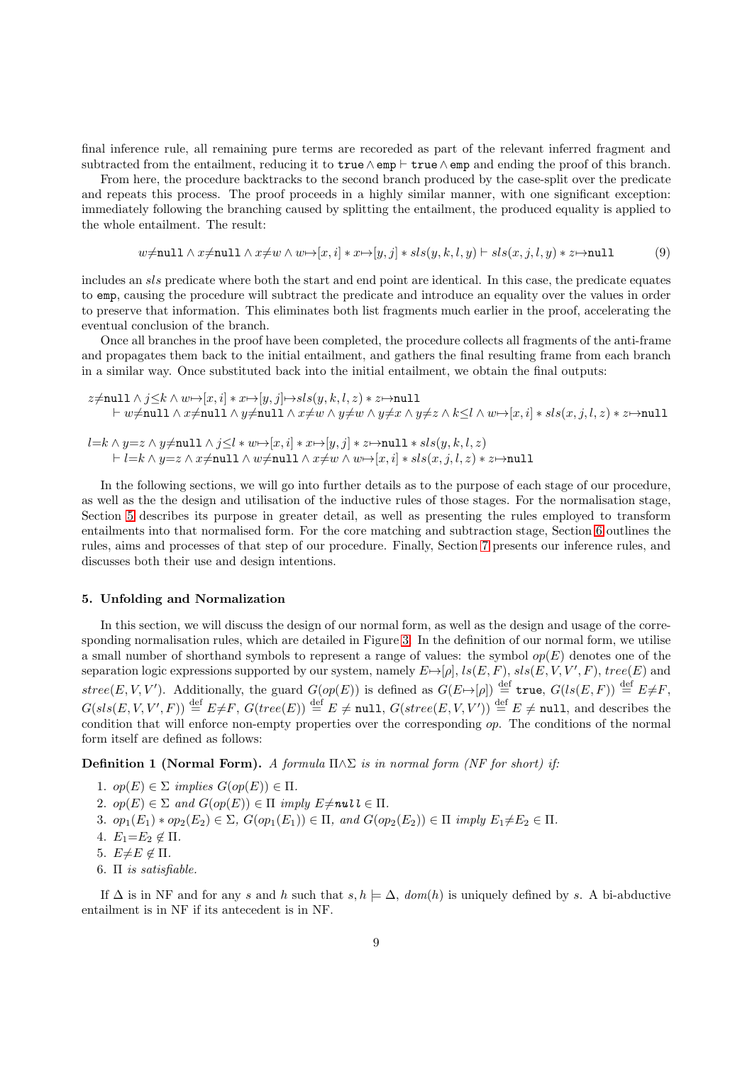final inference rule, all remaining pure terms are recoreded as part of the relevant inferred fragment and subtracted from the entailment, reducing it to $\texttt{true} \wedge \texttt{emp} \vdash \texttt{true} \wedge \texttt{emp}$ and ending the proof of this branch.

From here, the procedure backtracks to the second branch produced by the case-split over the predicate and repeats this process. The proof proceeds in a highly similar manner, with one significant exception: immediately following the branching caused by splitting the entailment, the produced equality is applied to the whole entailment. The result:

$$w{\neq}\texttt{null} \wedge x{\neq}\texttt{null} \wedge x{\neq}w \wedge w{\mapsto}[x,i] * x{\mapsto}[y,j] * sls(y,k,l,y) \vdash sls(x,j,l,y) * z{\mapsto}\texttt{null} \tag{9}$$

includes an $sls$ predicate where both the start and end point are identical. In this case, the predicate equates to $\texttt{emp}$, causing the procedure will subtract the predicate and introduce an equality over the values in order to preserve that information. This eliminates both list fragments much earlier in the proof, accelerating the eventual conclusion of the branch.

Once all branches in the proof have been completed, the procedure collects all fragments of the anti-frame and propagates them back to the initial entailment, and gathers the final resulting frame from each branch in a similar way. Once substituted back into the initial entailment, we obtain the final outputs:

$$\begin{array}{l} z{\neq}\texttt{null} \wedge j{\leq}k \wedge w{\mapsto}[x,i] * x{\mapsto}[y,j]{\mapsto}sls(y,k,l,z) * z{\mapsto}\texttt{null} \\ \quad \vdash w{\neq}\texttt{null} \wedge x{\neq}\texttt{null} \wedge y{\neq}\texttt{null} \wedge x{\neq}w \wedge y{\neq}w \wedge y{\neq}x \wedge y{\neq}z \wedge k{\leq}l \wedge w{\mapsto}[x,i] * sls(x,j,l,z) * z{\mapsto}\texttt{null} \end{array}$$

$$\begin{array}{l} l{=}k \wedge y{=}z \wedge y{\neq}\texttt{null} \wedge j{\leq}l * w{\mapsto}[x,i] * x{\mapsto}[y,j] * z{\mapsto}\texttt{null} * sls(y,k,l,z) \\ \quad \vdash l{=}k \wedge y{=}z \wedge x{\neq}\texttt{null} \wedge w{\neq}\texttt{null} \wedge x{\neq}w \wedge w{\mapsto}[x,i] * sls(x,j,l,z) * z{\mapsto}\texttt{null} \end{array}$$

In the following sections, we will go into further details as to the purpose of each stage of our procedure, as well as the the design and utilisation of the inductive rules of those stages. For the normalisation stage, Section 5 describes its purpose in greater detail, as well as presenting the rules employed to transform entailments into that normalised form. For the core matching and subtraction stage, Section 6 outlines the rules, aims and processes of that step of our procedure. Finally, Section 7 presents our inference rules, and discusses both their use and design intentions.

## 5. Unfolding and Normalization

In this section, we will discuss the design of our normal form, as well as the design and usage of the corresponding normalisation rules, which are detailed in Figure 3. In the definition of our normal form, we utilise a small number of shorthand symbols to represent a range of values: the symbol $op(E)$ denotes one of the separation logic expressions supported by our system, namely $E{\mapsto}[\rho]$, $ls(E,F)$, $sls(E,V,V',F)$, $tree(E)$ and $stree(E,V,V')$. Additionally, the guard $G(op(E))$ is defined as $G(E{\mapsto}[\rho]) \stackrel{\text{def}}{=} \texttt{true}$, $G(ls(E,F)) \stackrel{\text{def}}{=} E{\neq}F$, $G(sls(E,V,V',F)) \stackrel{\text{def}}{=} E{\neq}F$, $G(tree(E)) \stackrel{\text{def}}{=} E \neq \texttt{null}$, $G(stree(E,V,V')) \stackrel{\text{def}}{=} E \neq \texttt{null}$, and describes the condition that will enforce non-empty properties over the corresponding $op$. The conditions of the normal form itself are defined as follows:

**Definition 1 (Normal Form).** *A formula $\Pi{\wedge}\Sigma$ is in normal form (NF for short) if:*

1. $op(E) \in \Sigma$ *implies* $G(op(E)) \in \Pi$.
2. $op(E) \in \Sigma$ *and* $G(op(E)) \in \Pi$ *imply* $E{\neq}\texttt{null} \in \Pi$.
3. $op_1(E_1) * op_2(E_2) \in \Sigma$, $G(op_1(E_1)) \in \Pi$, *and* $G(op_2(E_2)) \in \Pi$ *imply* $E_1{\neq}E_2 \in \Pi$.
4. $E_1{=}E_2 \notin \Pi$.
5. $E{\neq}E \notin \Pi$.
6. $\Pi$ *is satisfiable.*

If $\Delta$ is in NF and for any $s$ and $h$ such that $s,h \models \Delta$, $dom(h)$ is uniquely defined by $s$. A bi-abductive entailment is in NF if its antecedent is in NF.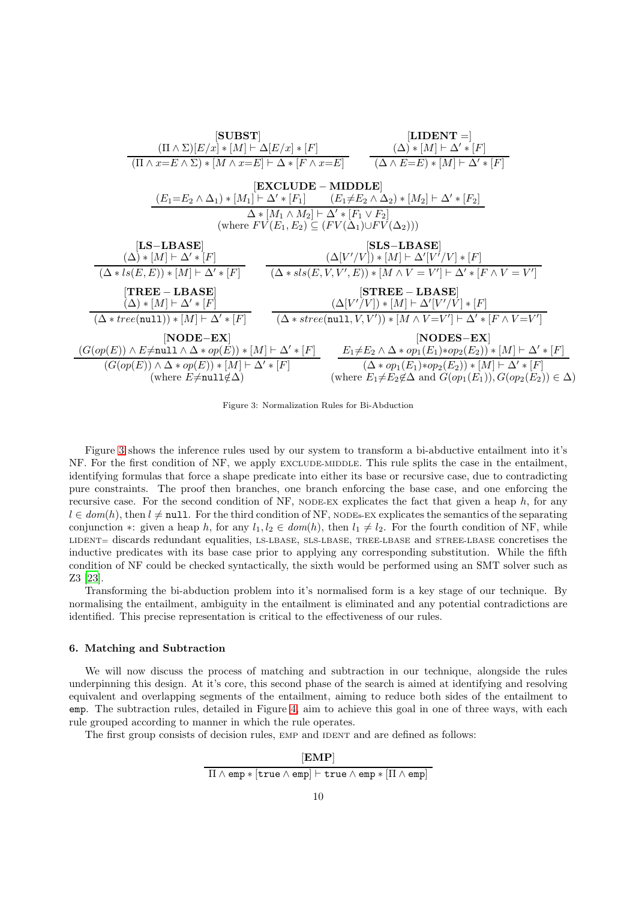$$\frac{(\Pi \wedge \Sigma)[E/x] * [M] \vdash \Delta[E/x] * [F]}{(\Pi \wedge x{=}E \wedge \Sigma) * [M \wedge x{=}E] \vdash \Delta * [F \wedge x{=}E]}\ [\textbf{SUBST}]$$

$$\frac{(\Delta) * [M] \vdash \Delta' * [F]}{(\Delta \wedge E{=}E) * [M] \vdash \Delta' * [F]}\ [\textbf{LIDENT}=]$$

$$\frac{(E_1{=}E_2 \wedge \Delta_1) * [M_1] \vdash \Delta' * [F_1] \qquad (E_1{\neq}E_2 \wedge \Delta_2) * [M_2] \vdash \Delta' * [F_2]}{\Delta * [M_1 \wedge M_2] \vdash \Delta' * [F_1 \vee F_2]}\ [\textbf{EXCLUDE}-\textbf{MIDDLE}]$$
(where $FV(E_1, E_2) \subseteq (FV(\Delta_1) \cup FV(\Delta_2))$)

$$\frac{(\Delta) * [M] \vdash \Delta' * [F]}{(\Delta * ls(E,E)) * [M] \vdash \Delta' * [F]}\ [\textbf{LS}-\textbf{LBASE}]$$

$$\frac{(\Delta[V'/V]) * [M] \vdash \Delta'[V'/V] * [F]}{(\Delta * sls(E,V,V',E)) * [M \wedge V = V'] \vdash \Delta' * [F \wedge V = V']}\ [\textbf{SLS}-\textbf{LBASE}]$$

$$\frac{(\Delta) * [M] \vdash \Delta' * [F]}{(\Delta * tree(\texttt{null})) * [M] \vdash \Delta' * [F]}\ [\textbf{TREE}-\textbf{LBASE}]$$

$$\frac{(\Delta[V'/V]) * [M] \vdash \Delta'[V'/V] * [F]}{(\Delta * stree(\texttt{null}, V, V')) * [M \wedge V{=}V'] \vdash \Delta' * [F \wedge V{=}V']}\ [\textbf{STREE}-\textbf{LBASE}]$$

$$\frac{(G(op(E)) \wedge E{\neq}\texttt{null} \wedge \Delta * op(E)) * [M] \vdash \Delta' * [F]}{(G(op(E)) \wedge \Delta * op(E)) * [M] \vdash \Delta' * [F]}\ [\textbf{NODE}-\textbf{EX}]$$
(where $E{\neq}\texttt{null}{\notin}\Delta$)

$$\frac{E_1{\neq}E_2 \wedge \Delta * op_1(E_1){*}op_2(E_2)) * [M] \vdash \Delta' * [F]}{(\Delta * op_1(E_1){*}op_2(E_2)) * [M] \vdash \Delta' * [F]}\ [\textbf{NODES}-\textbf{EX}]$$
(where $E_1{\neq}E_2{\notin}\Delta$ and $G(op_1(E_1)), G(op_2(E_2)) \in \Delta$)

Figure 3: Normalization Rules for Bi-Abduction

Figure 3 shows the inference rules used by our system to transform a bi-abductive entailment into it's NF. For the first condition of NF, we apply EXCLUDE-MIDDLE. This rule splits the case in the entailment, identifying formulas that force a shape predicate into either its base or recursive case, due to contradicting pure constraints. The proof then branches, one branch enforcing the base case, and one enforcing the recursive case. For the second condition of NF, NODE-EX explicates the fact that given a heap $h$, for any $l \in dom(h)$, then $l \neq \texttt{null}$. For the third condition of NF, NODEs-EX explicates the semantics of the separating conjunction $*$: given a heap $h$, for any $l_1, l_2 \in dom(h)$, then $l_1 \neq l_2$. For the fourth condition of NF, while LIDENT= discards redundant equalities, LS-LBASE, SLS-LBASE, TREE-LBASE and STREE-LBASE concretises the inductive predicates with its base case prior to applying any corresponding substitution. While the fifth condition of NF could be checked syntactically, the sixth would be performed using an SMT solver such as Z3 [23].

Transforming the bi-abduction problem into it's normalised form is a key stage of our technique. By normalising the entailment, ambiguity in the entailment is eliminated and any potential contradictions are identified. This precise representation is critical to the effectiveness of our rules.

### 6. Matching and Subtraction

We will now discuss the process of matching and subtraction in our technique, alongside the rules underpinning this design. At it's core, this second phase of the search is aimed at identifying and resolving equivalent and overlapping segments of the entailment, aiming to reduce both sides of the entailment to emp. The subtraction rules, detailed in Figure 4, aim to achieve this goal in one of three ways, with each rule grouped according to manner in which the rule operates.

The first group consists of decision rules, EMP and IDENT and are defined as follows:

$$\frac{}{\Pi \wedge \texttt{emp} * [\texttt{true} \wedge \texttt{emp}] \vdash \texttt{true} \wedge \texttt{emp} * [\Pi \wedge \texttt{emp}]}\ [\textbf{EMP}]$$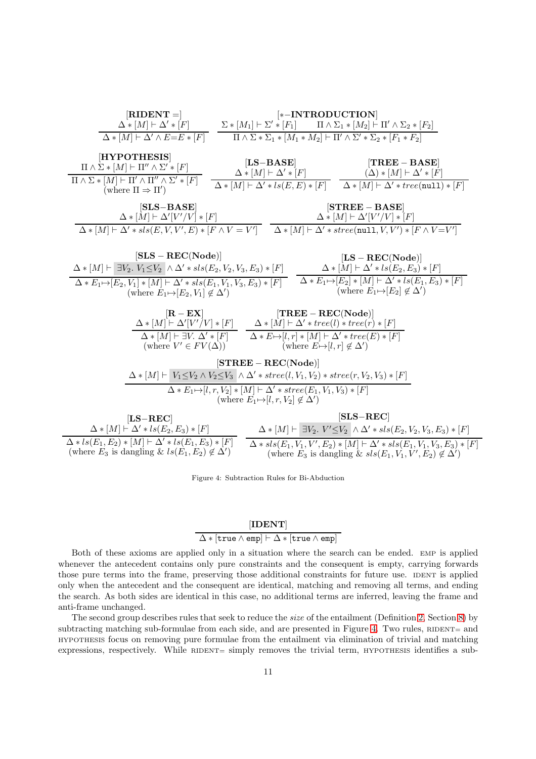$$\frac{\Delta * [M] \vdash \Delta' * [F]}{\Delta * [M] \vdash \Delta' \wedge E{=}E * [F]}\ [\textbf{RIDENT} =]$$

$$\frac{\Sigma * [M_1] \vdash \Sigma' * [F_1] \qquad \Pi \wedge \Sigma_1 * [M_2] \vdash \Pi' \wedge \Sigma_2 * [F_2]}{\Pi \wedge \Sigma * \Sigma_1 * [M_1 * M_2] \vdash \Pi' \wedge \Sigma' * \Sigma_2 * [F_1 * F_2]}\ [*\textbf{-INTRODUCTION}]$$

$$\frac{\Pi \wedge \Sigma * [M] \vdash \Pi'' \wedge \Sigma' * [F]}{\Pi \wedge \Sigma * [M] \vdash \Pi' \wedge \Pi'' \wedge \Sigma' * [F]}\ [\textbf{HYPOTHESIS}]\ (\text{where } \Pi \Rightarrow \Pi')$$

$$\frac{\Delta * [M] \vdash \Delta' * [F]}{\Delta * [M] \vdash \Delta' * ls(E,E) * [F]}\ [\textbf{LS-BASE}]$$

$$\frac{(\Delta) * [M] \vdash \Delta' * [F]}{\Delta * [M] \vdash \Delta' * tree(\texttt{null}) * [F]}\ [\textbf{TREE-BASE}]$$

$$\frac{\Delta * [M] \vdash \Delta'[V'/V] * [F]}{\Delta * [M] \vdash \Delta' * sls(E,V,V',E) * [F \wedge V=V']}\ [\textbf{SLS-BASE}]$$

$$\frac{\Delta * [M] \vdash \Delta'[V'/V] * [F]}{\Delta * [M] \vdash \Delta' * stree(\texttt{null},V,V') * [F \wedge V{=}V']}\ [\textbf{STREE-BASE}]$$

$$\frac{\Delta * [M] \vdash \exists V_2.\ V_1{\le}V_2 \wedge \Delta' * sls(E_2,V_2,V_3,E_3) * [F]}{\Delta * E_1{\mapsto}[E_2,V_1] * [M] \vdash \Delta' * sls(E_1,V_1,V_3,E_3) * [F]}\ [\textbf{SLS-REC(Node)}]\ (\text{where } E_1{\mapsto}[E_2,V_1] \notin \Delta')$$

$$\frac{\Delta * [M] \vdash \Delta' * ls(E_2,E_3) * [F]}{\Delta * E_1{\mapsto}[E_2] * [M] \vdash \Delta' * ls(E_1,E_3) * [F]}\ [\textbf{LS-REC(Node)}]\ (\text{where } E_1{\mapsto}[E_2] \notin \Delta')$$

$$\frac{\Delta * [M] \vdash \Delta'[V'/V] * [F]}{\Delta * [M] \vdash \exists V.\ \Delta' * [F]}\ [\textbf{R-EX}]\ (\text{where } V' \in FV(\Delta))$$

$$\frac{\Delta * [M] \vdash \Delta' * tree(l) * tree(r) * [F]}{\Delta * E{\mapsto}[l,r] * [M] \vdash \Delta' * tree(E) * [F]}\ [\textbf{TREE-REC(Node)}]\ (\text{where } E{\mapsto}[l,r] \notin \Delta')$$

$$\frac{\Delta * [M] \vdash V_1{\le}V_2 \wedge V_2{\le}V_3 \wedge \Delta' * stree(l,V_1,V_2) * stree(r,V_2,V_3) * [F]}{\Delta * E_1{\mapsto}[l,r,V_2] * [M] \vdash \Delta' * stree(E_1,V_1,V_3) * [F]}\ [\textbf{STREE-REC(Node)}]\ (\text{where } E_1{\mapsto}[l,r,V_2] \notin \Delta')$$

$$\frac{\Delta * [M] \vdash \Delta' * ls(E_2,E_3) * [F]}{\Delta * ls(E_1,E_2) * [M] \vdash \Delta' * ls(E_1,E_3) * [F]}\ [\textbf{LS-REC}]\ (\text{where } E_3 \text{ is dangling } \&\ ls(E_1,E_2) \notin \Delta')$$

$$\frac{\Delta * [M] \vdash \exists V_2.\ V'{\le}V_2 \wedge \Delta' * sls(E_2,V_2,V_3,E_3) * [F]}{\Delta * sls(E_1,V_1,V',E_2) * [M] \vdash \Delta' * sls(E_1,V_1,V_3,E_3) * [F]}\ [\textbf{SLS-REC}]\ (\text{where } E_3 \text{ is dangling } \&\ sls(E_1,V_1,V',E_2) \notin \Delta')$$

Figure 4: Subtraction Rules for Bi-Abduction

$$\frac{}{\Delta * [\texttt{true} \wedge \texttt{emp}] \vdash \Delta * [\texttt{true} \wedge \texttt{emp}]}\ [\textbf{IDENT}]$$

Both of these axioms are applied only in a situation where the search can be ended. EMP is applied whenever the antecedent contains only pure constraints and the consequent is empty, carrying forwards those pure terms into the frame, preserving those additional constraints for future use. IDENT is applied only when the antecedent and the consequent are identical, matching and removing all terms, and ending the search. As both sides are identical in this case, no additional terms are inferred, leaving the frame and anti-frame unchanged.

The second group describes rules that seek to reduce the *size* of the entailment (Definition 2, Section 8) by subtracting matching sub-formulae from each side, and are presented in Figure 4. Two rules, RIDENT= and HYPOTHESIS focus on removing pure formulae from the entailment via elimination of trivial and matching expressions, respectively. While RIDENT= simply removes the trivial term, HYPOTHESIS identifies a sub-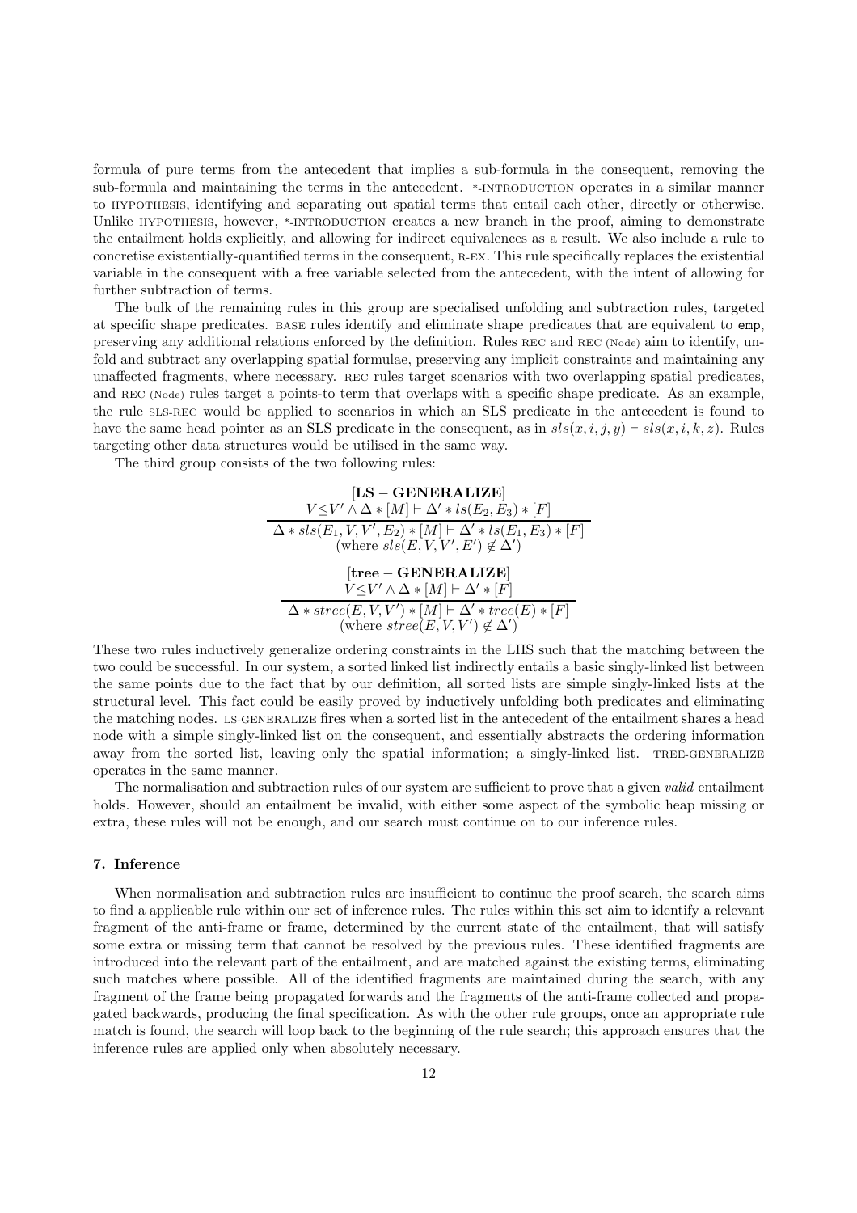formula of pure terms from the antecedent that implies a sub-formula in the consequent, removing the sub-formula and maintaining the terms in the antecedent. *-INTRODUCTION operates in a similar manner to HYPOTHESIS, identifying and separating out spatial terms that entail each other, directly or otherwise. Unlike HYPOTHESIS, however, *-INTRODUCTION creates a new branch in the proof, aiming to demonstrate the entailment holds explicitly, and allowing for indirect equivalences as a result. We also include a rule to concretise existentially-quantified terms in the consequent, R-EX. This rule specifically replaces the existential variable in the consequent with a free variable selected from the antecedent, with the intent of allowing for further subtraction of terms.

The bulk of the remaining rules in this group are specialised unfolding and subtraction rules, targeted at specific shape predicates. BASE rules identify and eliminate shape predicates that are equivalent to `emp`, preserving any additional relations enforced by the definition. Rules REC and REC (Node) aim to identify, unfold and subtract any overlapping spatial formulae, preserving any implicit constraints and maintaining any unaffected fragments, where necessary. REC rules target scenarios with two overlapping spatial predicates, and REC (Node) rules target a points-to term that overlaps with a specific shape predicate. As an example, the rule SLS-REC would be applied to scenarios in which an SLS predicate in the antecedent is found to have the same head pointer as an SLS predicate in the consequent, as in $sls(x, i, j, y) \vdash sls(x, i, k, z)$. Rules targeting other data structures would be utilised in the same way.

The third group consists of the two following rules:

$$\textbf{[LS} - \textbf{GENERALIZE]}$$
$$\frac{V \leq V' \wedge \Delta * [M] \vdash \Delta' * ls(E_2, E_3) * [F]}{\Delta * sls(E_1, V, V', E_2) * [M] \vdash \Delta' * ls(E_1, E_3) * [F]}$$
$$(\text{where } sls(E, V, V', E') \notin \Delta')$$

$$\textbf{[tree} - \textbf{GENERALIZE]}$$
$$\frac{V \leq V' \wedge \Delta * [M] \vdash \Delta' * [F]}{\Delta * stree(E, V, V') * [M] \vdash \Delta' * tree(E) * [F]}$$
$$(\text{where } stree(E, V, V') \notin \Delta')$$

These two rules inductively generalize ordering constraints in the LHS such that the matching between the two could be successful. In our system, a sorted linked list indirectly entails a basic singly-linked list between the same points due to the fact that by our definition, all sorted lists are simple singly-linked lists at the structural level. This fact could be easily proved by inductively unfolding both predicates and eliminating the matching nodes. LS-GENERALIZE fires when a sorted list in the antecedent of the entailment shares a head node with a simple singly-linked list on the consequent, and essentially abstracts the ordering information away from the sorted list, leaving only the spatial information; a singly-linked list. TREE-GENERALIZE operates in the same manner.

The normalisation and subtraction rules of our system are sufficient to prove that a given *valid* entailment holds. However, should an entailment be invalid, with either some aspect of the symbolic heap missing or extra, these rules will not be enough, and our search must continue on to our inference rules.

### 7. Inference

When normalisation and subtraction rules are insufficient to continue the proof search, the search aims to find a applicable rule within our set of inference rules. The rules within this set aim to identify a relevant fragment of the anti-frame or frame, determined by the current state of the entailment, that will satisfy some extra or missing term that cannot be resolved by the previous rules. These identified fragments are introduced into the relevant part of the entailment, and are matched against the existing terms, eliminating such matches where possible. All of the identified fragments are maintained during the search, with any fragment of the frame being propagated forwards and the fragments of the anti-frame collected and propagated backwards, producing the final specification. As with the other rule groups, once an appropriate rule match is found, the search will loop back to the beginning of the rule search; this approach ensures that the inference rules are applied only when absolutely necessary.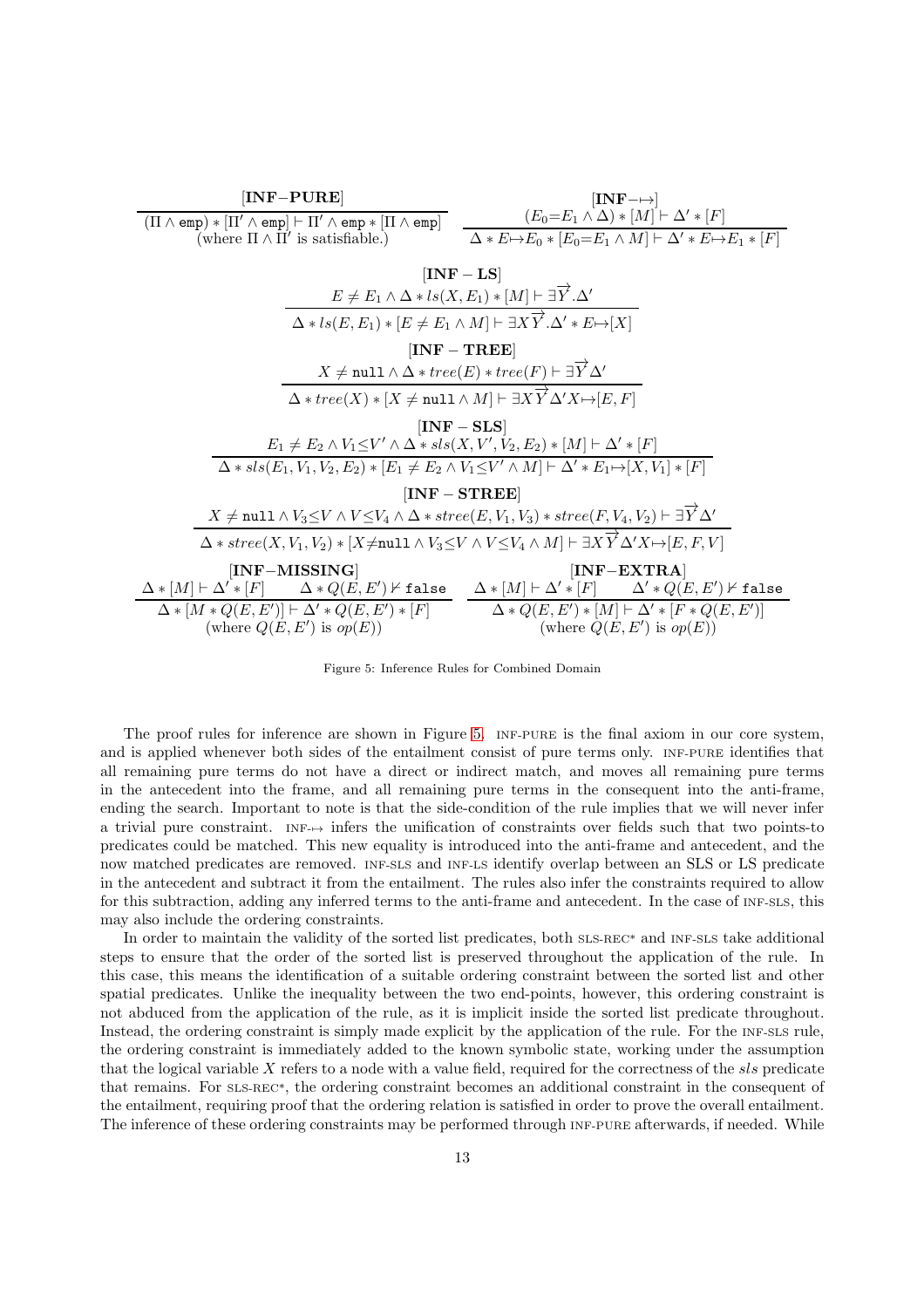$$\frac{}{(\Pi \wedge \mathtt{emp}) * [\Pi' \wedge \mathtt{emp}] \vdash \Pi' \wedge \mathtt{emp} * [\Pi \wedge \mathtt{emp}]} \textbf{[INF-PURE]} \quad \text{(where } \Pi \wedge \Pi' \text{ is satisfiable.)}$$

$$\frac{(E_0{=}E_1 \wedge \Delta) * [M] \vdash \Delta' * [F]}{\Delta * E{\mapsto}E_0 * [E_0{=}E_1 \wedge M] \vdash \Delta' * E{\mapsto}E_1 * [F]} \textbf{[INF}-\mapsto\textbf{]}$$

$$\frac{E \neq E_1 \wedge \Delta * ls(X, E_1) * [M] \vdash \exists\overrightarrow{Y}.\Delta'}{\Delta * ls(E, E_1) * [E \neq E_1 \wedge M] \vdash \exists X\overrightarrow{Y}.\Delta' * E{\mapsto}[X]} \textbf{[INF}-\textbf{LS]}$$

$$\frac{X \neq \mathtt{null} \wedge \Delta * tree(E) * tree(F) \vdash \exists\overrightarrow{Y}\Delta'}{\Delta * tree(X) * [X \neq \mathtt{null} \wedge M] \vdash \exists X\overrightarrow{Y}\Delta' X{\mapsto}[E, F]} \textbf{[INF}-\textbf{TREE]}$$

$$\frac{E_1 \neq E_2 \wedge V_1 {\leq} V' \wedge \Delta * sls(X, V', V_2, E_2) * [M] \vdash \Delta' * [F]}{\Delta * sls(E_1, V_1, V_2, E_2) * [E_1 \neq E_2 \wedge V_1 {\leq} V' \wedge M] \vdash \Delta' * E_1{\mapsto}[X, V_1] * [F]} \textbf{[INF}-\textbf{SLS]}$$

$$\frac{X \neq \mathtt{null} \wedge V_3 {\leq} V \wedge V {\leq} V_4 \wedge \Delta * stree(E, V_1, V_3) * stree(F, V_4, V_2) \vdash \exists\overrightarrow{Y}\Delta'}{\Delta * stree(X, V_1, V_2) * [X{\neq}\mathtt{null} \wedge V_3 {\leq} V \wedge V {\leq} V_4 \wedge M] \vdash \exists X\overrightarrow{Y}\Delta' X{\mapsto}[E, F, V]} \textbf{[INF}-\textbf{STREE]}$$

$$\frac{\Delta * [M] \vdash \Delta' * [F] \qquad \Delta * Q(E, E') \nvdash \mathtt{false}}{\Delta * [M * Q(E, E')] \vdash \Delta' * Q(E, E') * [F]} \textbf{[INF-MISSING]} \quad \text{(where } Q(E, E') \text{ is } op(E))$$

$$\frac{\Delta * [M] \vdash \Delta' * [F] \qquad \Delta' * Q(E, E') \nvdash \mathtt{false}}{\Delta * Q(E, E') * [M] \vdash \Delta' * [F * Q(E, E')]} \textbf{[INF-EXTRA]} \quad \text{(where } Q(E, E') \text{ is } op(E))$$

Figure 5: Inference Rules for Combined Domain

The proof rules for inference are shown in Figure 5. INF-PURE is the final axiom in our core system, and is applied whenever both sides of the entailment consist of pure terms only. INF-PURE identifies that all remaining pure terms do not have a direct or indirect match, and moves all remaining pure terms in the antecedent into the frame, and all remaining pure terms in the consequent into the anti-frame, ending the search. Important to note is that the side-condition of the rule implies that we will never infer a trivial pure constraint. INF-$\mapsto$ infers the unification of constraints over fields such that two points-to predicates could be matched. This new equality is introduced into the anti-frame and antecedent, and the now matched predicates are removed. INF-SLS and INF-LS identify overlap between an SLS or LS predicate in the antecedent and subtract it from the entailment. The rules also infer the constraints required to allow for this subtraction, adding any inferred terms to the anti-frame and antecedent. In the case of INF-SLS, this may also include the ordering constraints.

In order to maintain the validity of the sorted list predicates, both SLS-REC* and INF-SLS take additional steps to ensure that the order of the sorted list is preserved throughout the application of the rule. In this case, this means the identification of a suitable ordering constraint between the sorted list and other spatial predicates. Unlike the inequality between the two end-points, however, this ordering constraint is not abduced from the application of the rule, as it is implicit inside the sorted list predicate throughout. Instead, the ordering constraint is simply made explicit by the application of the rule. For the INF-SLS rule, the ordering constraint is immediately added to the known symbolic state, working under the assumption that the logical variable $X$ refers to a node with a value field, required for the correctness of the *sls* predicate that remains. For SLS-REC*, the ordering constraint becomes an additional constraint in the consequent of the entailment, requiring proof that the ordering relation is satisfied in order to prove the overall entailment. The inference of these ordering constraints may be performed through INF-PURE afterwards, if needed. While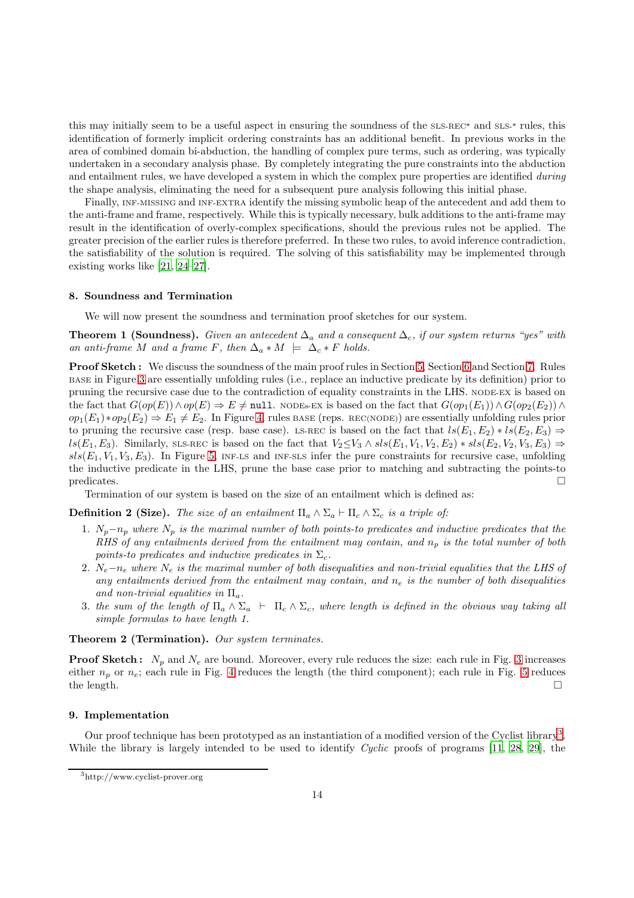this may initially seem to be a useful aspect in ensuring the soundness of the SLS-REC* and SLS-* rules, this identification of formerly implicit ordering constraints has an additional benefit. In previous works in the area of combined domain bi-abduction, the handling of complex pure terms, such as ordering, was typically undertaken in a secondary analysis phase. By completely integrating the pure constraints into the abduction and entailment rules, we have developed a system in which the complex pure properties are identified *during* the shape analysis, eliminating the need for a subsequent pure analysis following this initial phase.

Finally, INF-MISSING and INF-EXTRA identify the missing symbolic heap of the antecedent and add them to the anti-frame and frame, respectively. While this is typically necessary, bulk additions to the anti-frame may result in the identification of overly-complex specifications, should the previous rules not be applied. The greater precision of the earlier rules is therefore preferred. In these two rules, to avoid inference contradiction, the satisfiability of the solution is required. The solving of this satisfiability may be implemented through existing works like [21, 24–27].

## 8. Soundness and Termination

We will now present the soundness and termination proof sketches for our system.

**Theorem 1 (Soundness).** *Given an antecedent $\Delta_a$ and a consequent $\Delta_c$, if our system returns "yes" with an anti-frame $M$ and a frame $F$, then $\Delta_a * M \models \Delta_c * F$ holds.*

**Proof Sketch :** We discuss the soundness of the main proof rules in Section 5, Section 6 and Section 7. Rules BASE in Figure 3 are essentially unfolding rules (i.e., replace an inductive predicate by its definition) prior to pruning the recursive case due to the contradiction of equality constraints in the LHS. NODE-EX is based on the fact that $G(op(E)) \wedge op(E) \Rightarrow E \neq \texttt{null}$. NODEs-EX is based on the fact that $G(op_1(E_1)) \wedge G(op_2(E_2)) \wedge op_1(E_1) * op_2(E_2) \Rightarrow E_1 \neq E_2$. In Figure 4, rules BASE (reps. REC(NODE)) are essentially unfolding rules prior to pruning the recursive case (resp. base case). LS-REC is based on the fact that $ls(E_1, E_2) * ls(E_2, E_3) \Rightarrow ls(E_1, E_3)$. Similarly, SLS-REC is based on the fact that $V_2 \leq V_3 \wedge sls(E_1, V_1, V_2, E_2) * sls(E_2, V_2, V_3, E_3) \Rightarrow sls(E_1, V_1, V_3, E_3)$. In Figure 5, INF-LS and INF-SLS infer the pure constraints for recursive case, unfolding the inductive predicate in the LHS, prune the base case prior to matching and subtracting the points-to predicates. □

Termination of our system is based on the size of an entailment which is defined as:

**Definition 2 (Size).** *The size of an entailment $\Pi_a \wedge \Sigma_a \vdash \Pi_c \wedge \Sigma_c$ is a triple of:*

1. *$N_p - n_p$ where $N_p$ is the maximal number of both points-to predicates and inductive predicates that the RHS of any entailments derived from the entailment may contain, and $n_p$ is the total number of both points-to predicates and inductive predicates in $\Sigma_c$.*
2. *$N_e - n_e$ where $N_e$ is the maximal number of both disequalities and non-trivial equalities that the LHS of any entailments derived from the entailment may contain, and $n_e$ is the number of both disequalities and non-trivial equalities in $\Pi_a$.*
3. *the sum of the length of $\Pi_a \wedge \Sigma_a \ \vdash \ \Pi_c \wedge \Sigma_c$, where length is defined in the obvious way taking all simple formulas to have length 1.*

**Theorem 2 (Termination).** *Our system terminates.*

**Proof Sketch :** $N_p$ and $N_e$ are bound. Moreover, every rule reduces the size: each rule in Fig. 3 increases either $n_p$ or $n_e$; each rule in Fig. 4 reduces the length (the third component); each rule in Fig. 5 reduces the length. □

## 9. Implementation

Our proof technique has been prototyped as an instantiation of a modified version of the Cyclist library[3]. While the library is largely intended to be used to identify *Cyclic* proofs of programs [11, 28, 29], the

[3] http://www.cyclist-prover.org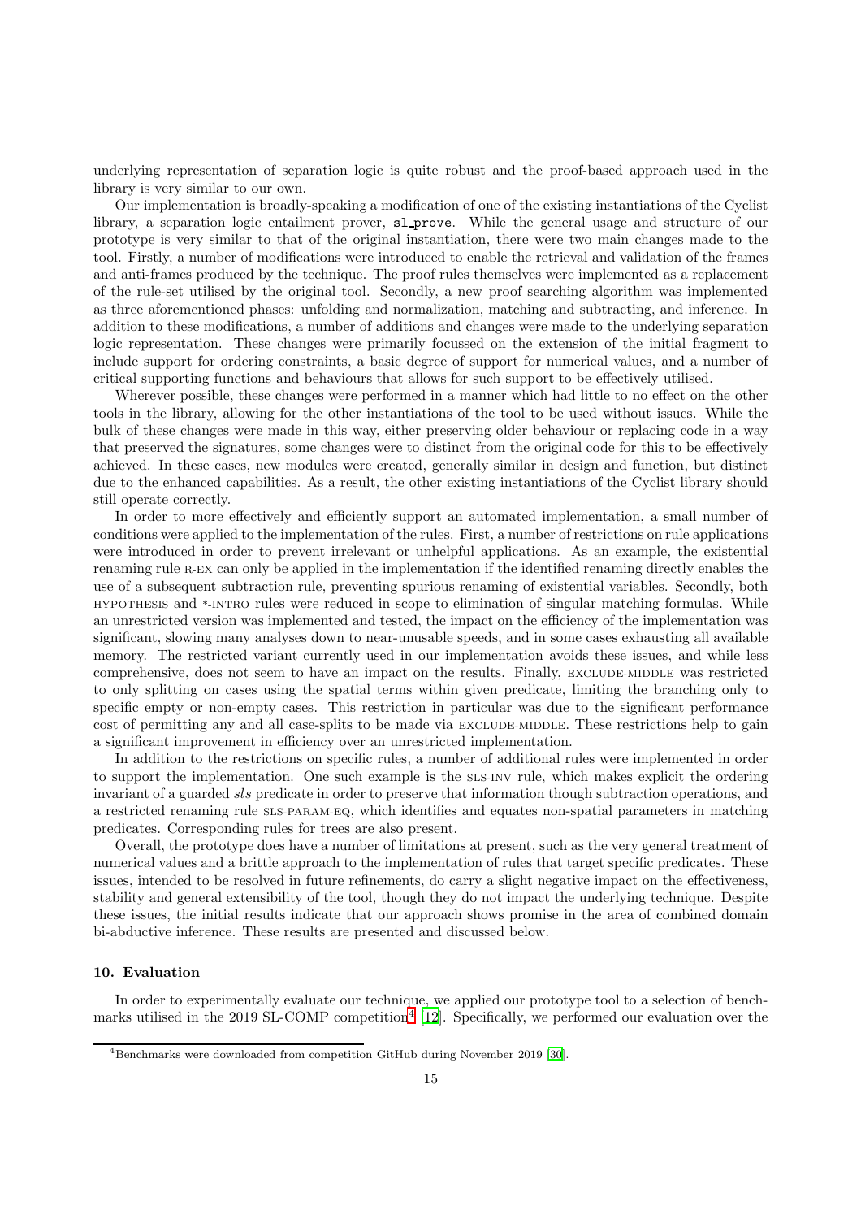underlying representation of separation logic is quite robust and the proof-based approach used in the library is very similar to our own.

Our implementation is broadly-speaking a modification of one of the existing instantiations of the Cyclist library, a separation logic entailment prover, `sl_prove`. While the general usage and structure of our prototype is very similar to that of the original instantiation, there were two main changes made to the tool. Firstly, a number of modifications were introduced to enable the retrieval and validation of the frames and anti-frames produced by the technique. The proof rules themselves were implemented as a replacement of the rule-set utilised by the original tool. Secondly, a new proof searching algorithm was implemented as three aforementioned phases: unfolding and normalization, matching and subtracting, and inference. In addition to these modifications, a number of additions and changes were made to the underlying separation logic representation. These changes were primarily focussed on the extension of the initial fragment to include support for ordering constraints, a basic degree of support for numerical values, and a number of critical supporting functions and behaviours that allows for such support to be effectively utilised.

Wherever possible, these changes were performed in a manner which had little to no effect on the other tools in the library, allowing for the other instantiations of the tool to be used without issues. While the bulk of these changes were made in this way, either preserving older behaviour or replacing code in a way that preserved the signatures, some changes were to distinct from the original code for this to be effectively achieved. In these cases, new modules were created, generally similar in design and function, but distinct due to the enhanced capabilities. As a result, the other existing instantiations of the Cyclist library should still operate correctly.

In order to more effectively and efficiently support an automated implementation, a small number of conditions were applied to the implementation of the rules. First, a number of restrictions on rule applications were introduced in order to prevent irrelevant or unhelpful applications. As an example, the existential renaming rule R-EX can only be applied in the implementation if the identified renaming directly enables the use of a subsequent subtraction rule, preventing spurious renaming of existential variables. Secondly, both HYPOTHESIS and *-INTRO rules were reduced in scope to elimination of singular matching formulas. While an unrestricted version was implemented and tested, the impact on the efficiency of the implementation was significant, slowing many analyses down to near-unusable speeds, and in some cases exhausting all available memory. The restricted variant currently used in our implementation avoids these issues, and while less comprehensive, does not seem to have an impact on the results. Finally, EXCLUDE-MIDDLE was restricted to only splitting on cases using the spatial terms within given predicate, limiting the branching only to specific empty or non-empty cases. This restriction in particular was due to the significant performance cost of permitting any and all case-splits to be made via EXCLUDE-MIDDLE. These restrictions help to gain a significant improvement in efficiency over an unrestricted implementation.

In addition to the restrictions on specific rules, a number of additional rules were implemented in order to support the implementation. One such example is the SLS-INV rule, which makes explicit the ordering invariant of a guarded *sls* predicate in order to preserve that information though subtraction operations, and a restricted renaming rule SLS-PARAM-EQ, which identifies and equates non-spatial parameters in matching predicates. Corresponding rules for trees are also present.

Overall, the prototype does have a number of limitations at present, such as the very general treatment of numerical values and a brittle approach to the implementation of rules that target specific predicates. These issues, intended to be resolved in future refinements, do carry a slight negative impact on the effectiveness, stability and general extensibility of the tool, though they do not impact the underlying technique. Despite these issues, the initial results indicate that our approach shows promise in the area of combined domain bi-abductive inference. These results are presented and discussed below.

## 10. Evaluation

In order to experimentally evaluate our technique, we applied our prototype tool to a selection of benchmarks utilised in the 2019 SL-COMP competition[4] [12]. Specifically, we performed our evaluation over the

[4] Benchmarks were downloaded from competition GitHub during November 2019 [30].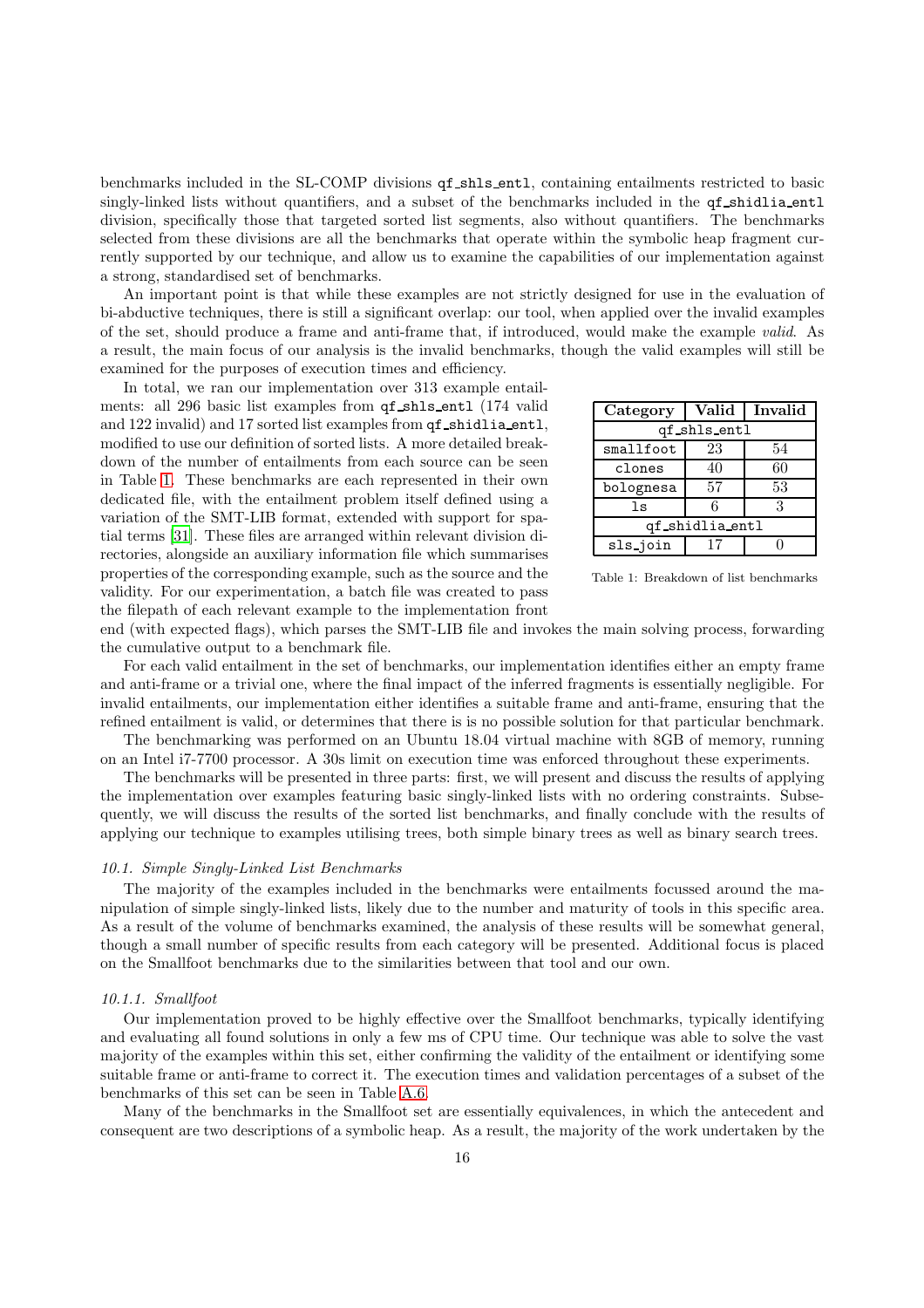benchmarks included in the SL-COMP divisions qf_shls_entl, containing entailments restricted to basic singly-linked lists without quantifiers, and a subset of the benchmarks included in the qf_shidlia_entl division, specifically those that targeted sorted list segments, also without quantifiers. The benchmarks selected from these divisions are all the benchmarks that operate within the symbolic heap fragment currently supported by our technique, and allow us to examine the capabilities of our implementation against a strong, standardised set of benchmarks.

An important point is that while these examples are not strictly designed for use in the evaluation of bi-abductive techniques, there is still a significant overlap: our tool, when applied over the invalid examples of the set, should produce a frame and anti-frame that, if introduced, would make the example *valid*. As a result, the main focus of our analysis is the invalid benchmarks, though the valid examples will still be examined for the purposes of execution times and efficiency.

In total, we ran our implementation over 313 example entailments: all 296 basic list examples from qf_shls_entl (174 valid and 122 invalid) and 17 sorted list examples from qf_shidlia_entl, modified to use our definition of sorted lists. A more detailed breakdown of the number of entailments from each source can be seen in Table 1. These benchmarks are each represented in their own dedicated file, with the entailment problem itself defined using a variation of the SMT-LIB format, extended with support for spatial terms [31]. These files are arranged within relevant division directories, alongside an auxiliary information file which summarises properties of the corresponding example, such as the source and the validity. For our experimentation, a batch file was created to pass the filepath of each relevant example to the implementation front end (with expected flags), which parses the SMT-LIB file and invokes the main solving process, forwarding the cumulative output to a benchmark file.

| **Category** | **Valid** | **Invalid** |
|---|---|---|
| qf_shls_entl | | |
| smallfoot | 23 | 54 |
| clones | 40 | 60 |
| bolognesa | 57 | 53 |
| ls | 6 | 3 |
| qf_shidlia_entl | | |
| sls_join | 17 | 0 |

Table 1: Breakdown of list benchmarks

For each valid entailment in the set of benchmarks, our implementation identifies either an empty frame and anti-frame or a trivial one, where the final impact of the inferred fragments is essentially negligible. For invalid entailments, our implementation either identifies a suitable frame and anti-frame, ensuring that the refined entailment is valid, or determines that there is is no possible solution for that particular benchmark.

The benchmarking was performed on an Ubuntu 18.04 virtual machine with 8GB of memory, running on an Intel i7-7700 processor. A 30s limit on execution time was enforced throughout these experiments.

The benchmarks will be presented in three parts: first, we will present and discuss the results of applying the implementation over examples featuring basic singly-linked lists with no ordering constraints. Subsequently, we will discuss the results of the sorted list benchmarks, and finally conclude with the results of applying our technique to examples utilising trees, both simple binary trees as well as binary search trees.

### *10.1. Simple Singly-Linked List Benchmarks*

The majority of the examples included in the benchmarks were entailments focussed around the manipulation of simple singly-linked lists, likely due to the number and maturity of tools in this specific area. As a result of the volume of benchmarks examined, the analysis of these results will be somewhat general, though a small number of specific results from each category will be presented. Additional focus is placed on the Smallfoot benchmarks due to the similarities between that tool and our own.

#### *10.1.1. Smallfoot*

Our implementation proved to be highly effective over the Smallfoot benchmarks, typically identifying and evaluating all found solutions in only a few ms of CPU time. Our technique was able to solve the vast majority of the examples within this set, either confirming the validity of the entailment or identifying some suitable frame or anti-frame to correct it. The execution times and validation percentages of a subset of the benchmarks of this set can be seen in Table A.6.

Many of the benchmarks in the Smallfoot set are essentially equivalences, in which the antecedent and consequent are two descriptions of a symbolic heap. As a result, the majority of the work undertaken by the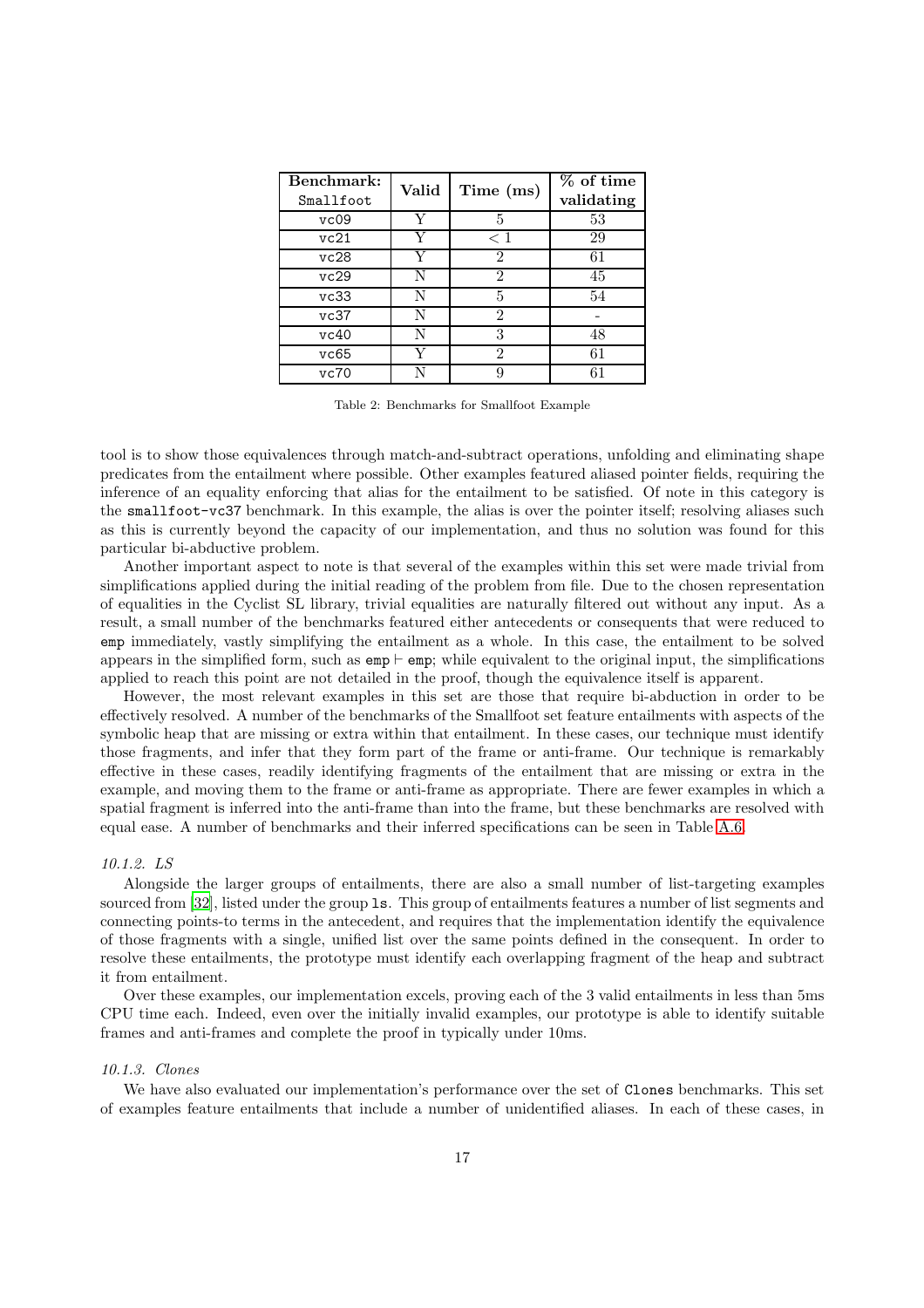| Benchmark: `Smallfoot` | Valid | Time (ms) | % of time validating |
|---|---|---|---|
| `vc09` | Y | 5 | 53 |
| `vc21` | Y | $< 1$ | 29 |
| `vc28` | Y | 2 | 61 |
| `vc29` | N | 2 | 45 |
| `vc33` | N | 5 | 54 |
| `vc37` | N | 2 | - |
| `vc40` | N | 3 | 48 |
| `vc65` | Y | 2 | 61 |
| `vc70` | N | 9 | 61 |

Table 2: Benchmarks for Smallfoot Example

tool is to show those equivalences through match-and-subtract operations, unfolding and eliminating shape predicates from the entailment where possible. Other examples featured aliased pointer fields, requiring the inference of an equality enforcing that alias for the entailment to be satisfied. Of note in this category is the `smallfoot-vc37` benchmark. In this example, the alias is over the pointer itself; resolving aliases such as this is currently beyond the capacity of our implementation, and thus no solution was found for this particular bi-abductive problem.

Another important aspect to note is that several of the examples within this set were made trivial from simplifications applied during the initial reading of the problem from file. Due to the chosen representation of equalities in the Cyclist SL library, trivial equalities are naturally filtered out without any input. As a result, a small number of the benchmarks featured either antecedents or consequents that were reduced to `emp` immediately, vastly simplifying the entailment as a whole. In this case, the entailment to be solved appears in the simplified form, such as $\texttt{emp} \vdash \texttt{emp}$; while equivalent to the original input, the simplifications applied to reach this point are not detailed in the proof, though the equivalence itself is apparent.

However, the most relevant examples in this set are those that require bi-abduction in order to be effectively resolved. A number of the benchmarks of the Smallfoot set feature entailments with aspects of the symbolic heap that are missing or extra within that entailment. In these cases, our technique must identify those fragments, and infer that they form part of the frame or anti-frame. Our technique is remarkably effective in these cases, readily identifying fragments of the entailment that are missing or extra in the example, and moving them to the frame or anti-frame as appropriate. There are fewer examples in which a spatial fragment is inferred into the anti-frame than into the frame, but these benchmarks are resolved with equal ease. A number of benchmarks and their inferred specifications can be seen in Table A.6.

#### *10.1.2. LS*

Alongside the larger groups of entailments, there are also a small number of list-targeting examples sourced from [32], listed under the group `ls`. This group of entailments features a number of list segments and connecting points-to terms in the antecedent, and requires that the implementation identify the equivalence of those fragments with a single, unified list over the same points defined in the consequent. In order to resolve these entailments, the prototype must identify each overlapping fragment of the heap and subtract it from entailment.

Over these examples, our implementation excels, proving each of the 3 valid entailments in less than 5ms CPU time each. Indeed, even over the initially invalid examples, our prototype is able to identify suitable frames and anti-frames and complete the proof in typically under 10ms.

#### *10.1.3. Clones*

We have also evaluated our implementation's performance over the set of `Clones` benchmarks. This set of examples feature entailments that include a number of unidentified aliases. In each of these cases, in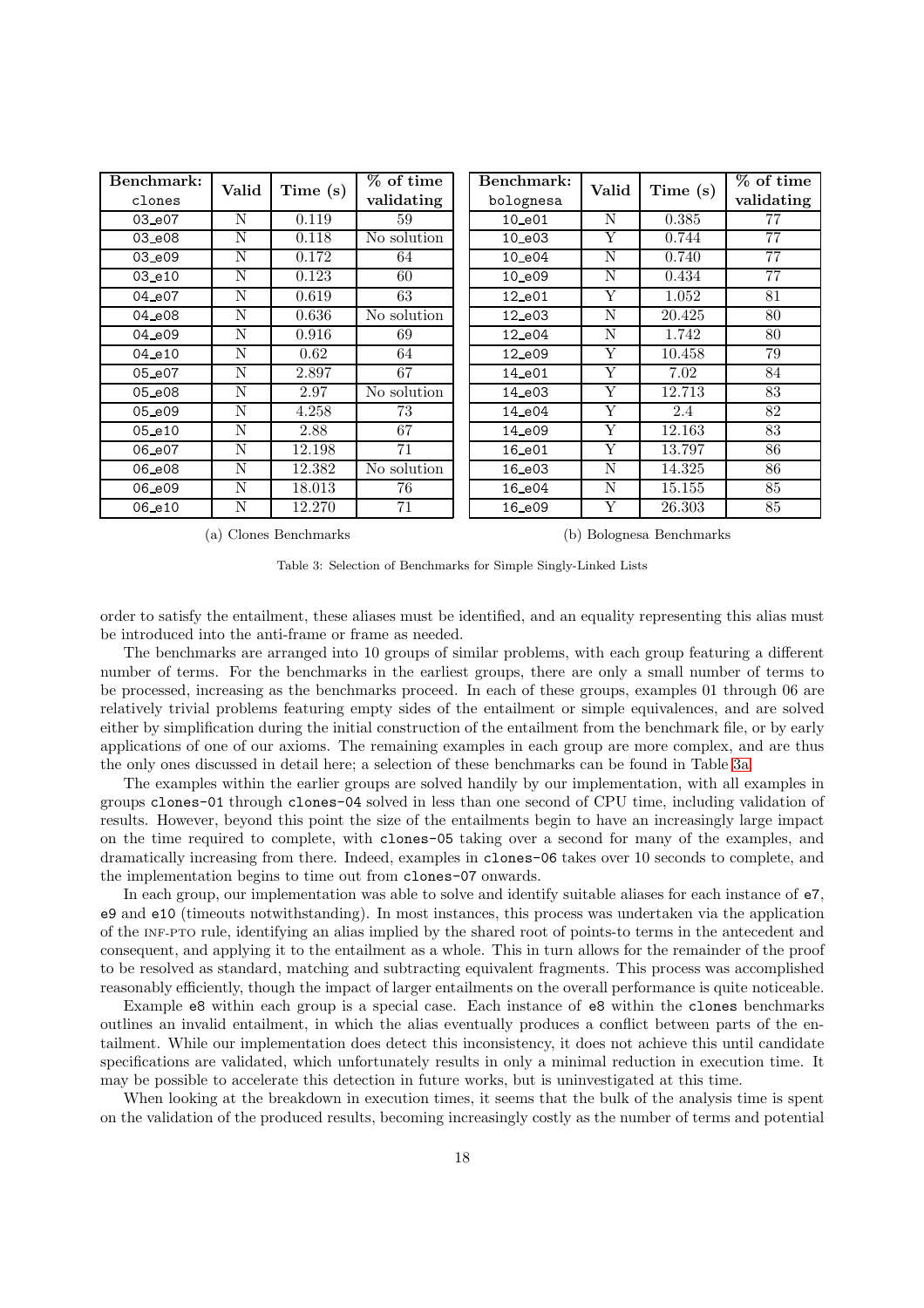| Benchmark: clones | Valid | Time (s) | % of time validating |
|---|---|---|---|
| 03_e07 | N | 0.119 | 59 |
| 03_e08 | N | 0.118 | No solution |
| 03_e09 | N | 0.172 | 64 |
| 03_e10 | N | 0.123 | 60 |
| 04_e07 | N | 0.619 | 63 |
| 04_e08 | N | 0.636 | No solution |
| 04_e09 | N | 0.916 | 69 |
| 04_e10 | N | 0.62 | 64 |
| 05_e07 | N | 2.897 | 67 |
| 05_e08 | N | 2.97 | No solution |
| 05_e09 | N | 4.258 | 73 |
| 05_e10 | N | 2.88 | 67 |
| 06_e07 | N | 12.198 | 71 |
| 06_e08 | N | 12.382 | No solution |
| 06_e09 | N | 18.013 | 76 |
| 06_e10 | N | 12.270 | 71 |

(a) Clones Benchmarks

| Benchmark: bolognesa | Valid | Time (s) | % of time validating |
|---|---|---|---|
| 10_e01 | N | 0.385 | 77 |
| 10_e03 | Y | 0.744 | 77 |
| 10_e04 | N | 0.740 | 77 |
| 10_e09 | N | 0.434 | 77 |
| 12_e01 | Y | 1.052 | 81 |
| 12_e03 | N | 20.425 | 80 |
| 12_e04 | N | 1.742 | 80 |
| 12_e09 | Y | 10.458 | 79 |
| 14_e01 | Y | 7.02 | 84 |
| 14_e03 | Y | 12.713 | 83 |
| 14_e04 | Y | 2.4 | 82 |
| 14_e09 | Y | 12.163 | 83 |
| 16_e01 | Y | 13.797 | 86 |
| 16_e03 | N | 14.325 | 86 |
| 16_e04 | N | 15.155 | 85 |
| 16_e09 | Y | 26.303 | 85 |

(b) Bolognesa Benchmarks

Table 3: Selection of Benchmarks for Simple Singly-Linked Lists

order to satisfy the entailment, these aliases must be identified, and an equality representing this alias must be introduced into the anti-frame or frame as needed.

The benchmarks are arranged into 10 groups of similar problems, with each group featuring a different number of terms. For the benchmarks in the earliest groups, there are only a small number of terms to be processed, increasing as the benchmarks proceed. In each of these groups, examples 01 through 06 are relatively trivial problems featuring empty sides of the entailment or simple equivalences, and are solved either by simplification during the initial construction of the entailment from the benchmark file, or by early applications of one of our axioms. The remaining examples in each group are more complex, and are thus the only ones discussed in detail here; a selection of these benchmarks can be found in Table 3a.

The examples within the earlier groups are solved handily by our implementation, with all examples in groups `clones-01` through `clones-04` solved in less than one second of CPU time, including validation of results. However, beyond this point the size of the entailments begin to have an increasingly large impact on the time required to complete, with `clones-05` taking over a second for many of the examples, and dramatically increasing from there. Indeed, examples in `clones-06` takes over 10 seconds to complete, and the implementation begins to time out from `clones-07` onwards.

In each group, our implementation was able to solve and identify suitable aliases for each instance of `e7`, `e9` and `e10` (timeouts notwithstanding). In most instances, this process was undertaken via the application of the INF-PTO rule, identifying an alias implied by the shared root of points-to terms in the antecedent and consequent, and applying it to the entailment as a whole. This in turn allows for the remainder of the proof to be resolved as standard, matching and subtracting equivalent fragments. This process was accomplished reasonably efficiently, though the impact of larger entailments on the overall performance is quite noticeable.

Example `e8` within each group is a special case. Each instance of `e8` within the `clones` benchmarks outlines an invalid entailment, in which the alias eventually produces a conflict between parts of the entailment. While our implementation does detect this inconsistency, it does not achieve this until candidate specifications are validated, which unfortunately results in only a minimal reduction in execution time. It may be possible to accelerate this detection in future works, but is uninvestigated at this time.

When looking at the breakdown in execution times, it seems that the bulk of the analysis time is spent on the validation of the produced results, becoming increasingly costly as the number of terms and potential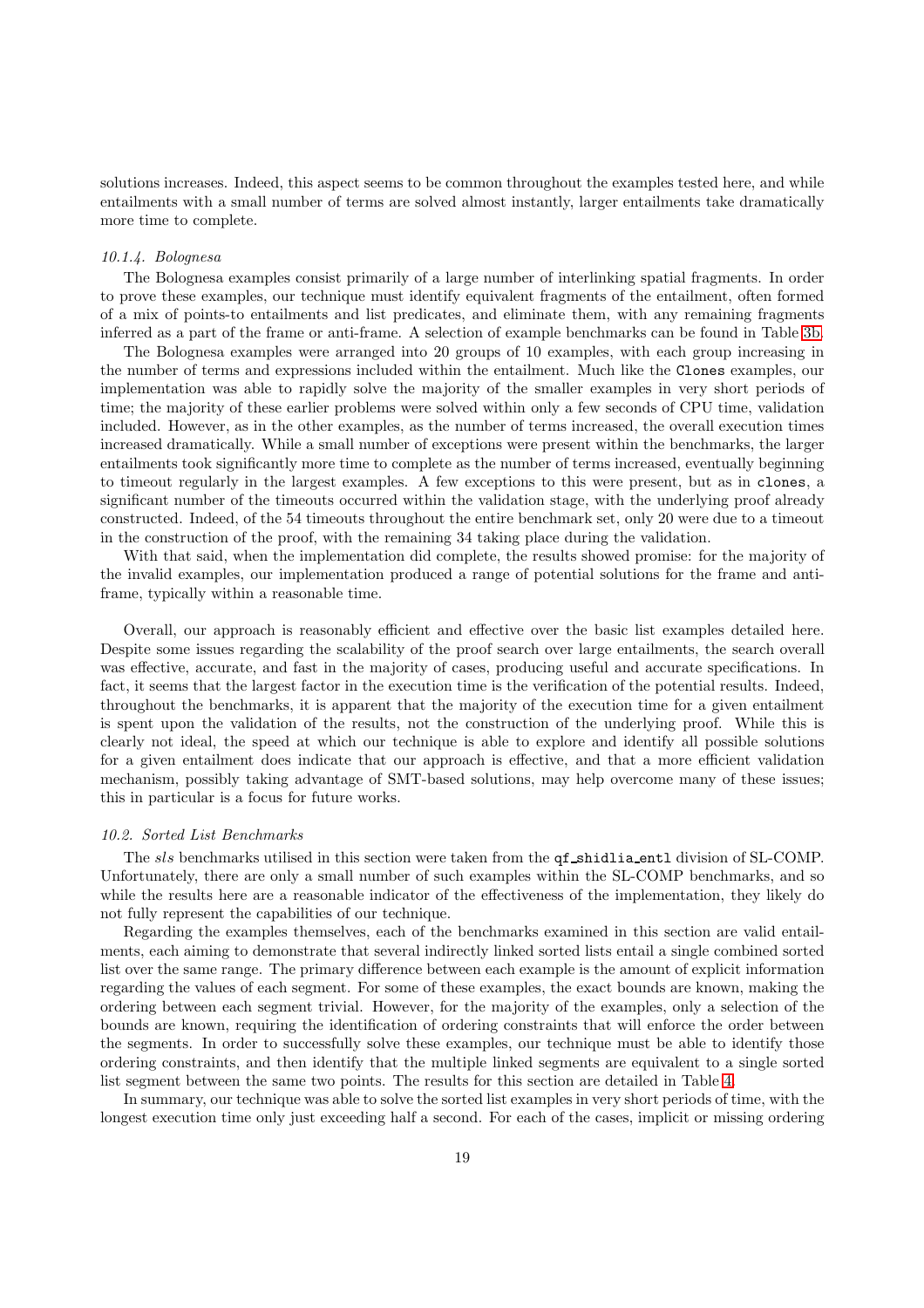solutions increases. Indeed, this aspect seems to be common throughout the examples tested here, and while entailments with a small number of terms are solved almost instantly, larger entailments take dramatically more time to complete.

#### *10.1.4. Bolognesa*

The Bolognesa examples consist primarily of a large number of interlinking spatial fragments. In order to prove these examples, our technique must identify equivalent fragments of the entailment, often formed of a mix of points-to entailments and list predicates, and eliminate them, with any remaining fragments inferred as a part of the frame or anti-frame. A selection of example benchmarks can be found in Table 3b.

The Bolognesa examples were arranged into 20 groups of 10 examples, with each group increasing in the number of terms and expressions included within the entailment. Much like the `Clones` examples, our implementation was able to rapidly solve the majority of the smaller examples in very short periods of time; the majority of these earlier problems were solved within only a few seconds of CPU time, validation included. However, as in the other examples, as the number of terms increased, the overall execution times increased dramatically. While a small number of exceptions were present within the benchmarks, the larger entailments took significantly more time to complete as the number of terms increased, eventually beginning to timeout regularly in the largest examples. A few exceptions to this were present, but as in `clones`, a significant number of the timeouts occurred within the validation stage, with the underlying proof already constructed. Indeed, of the 54 timeouts throughout the entire benchmark set, only 20 were due to a timeout in the construction of the proof, with the remaining 34 taking place during the validation.

With that said, when the implementation did complete, the results showed promise: for the majority of the invalid examples, our implementation produced a range of potential solutions for the frame and anti-frame, typically within a reasonable time.

Overall, our approach is reasonably efficient and effective over the basic list examples detailed here. Despite some issues regarding the scalability of the proof search over large entailments, the search overall was effective, accurate, and fast in the majority of cases, producing useful and accurate specifications. In fact, it seems that the largest factor in the execution time is the verification of the potential results. Indeed, throughout the benchmarks, it is apparent that the majority of the execution time for a given entailment is spent upon the validation of the results, not the construction of the underlying proof. While this is clearly not ideal, the speed at which our technique is able to explore and identify all possible solutions for a given entailment does indicate that our approach is effective, and that a more efficient validation mechanism, possibly taking advantage of SMT-based solutions, may help overcome many of these issues; this in particular is a focus for future works.

### *10.2. Sorted List Benchmarks*

The *sls* benchmarks utilised in this section were taken from the `qf_shidlia_entl` division of SL-COMP. Unfortunately, there are only a small number of such examples within the SL-COMP benchmarks, and so while the results here are a reasonable indicator of the effectiveness of the implementation, they likely do not fully represent the capabilities of our technique.

Regarding the examples themselves, each of the benchmarks examined in this section are valid entailments, each aiming to demonstrate that several indirectly linked sorted lists entail a single combined sorted list over the same range. The primary difference between each example is the amount of explicit information regarding the values of each segment. For some of these examples, the exact bounds are known, making the ordering between each segment trivial. However, for the majority of the examples, only a selection of the bounds are known, requiring the identification of ordering constraints that will enforce the order between the segments. In order to successfully solve these examples, our technique must be able to identify those ordering constraints, and then identify that the multiple linked segments are equivalent to a single sorted list segment between the same two points. The results for this section are detailed in Table 4.

In summary, our technique was able to solve the sorted list examples in very short periods of time, with the longest execution time only just exceeding half a second. For each of the cases, implicit or missing ordering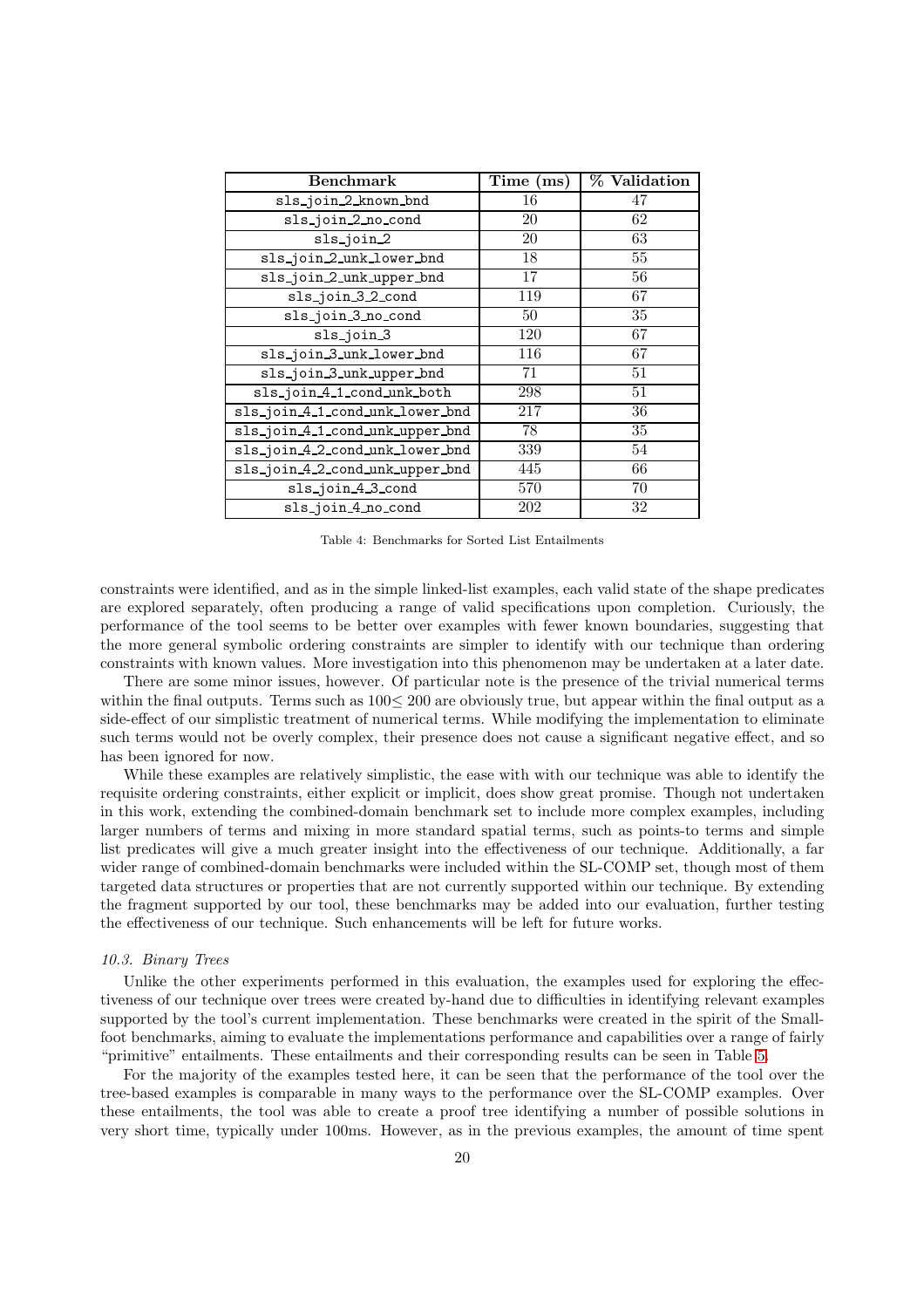| Benchmark | Time (ms) | % Validation |
|---|---|---|
| sls_join_2_known_bnd | 16 | 47 |
| sls_join_2_no_cond | 20 | 62 |
| sls_join_2 | 20 | 63 |
| sls_join_2_unk_lower_bnd | 18 | 55 |
| sls_join_2_unk_upper_bnd | 17 | 56 |
| sls_join_3_2_cond | 119 | 67 |
| sls_join_3_no_cond | 50 | 35 |
| sls_join_3 | 120 | 67 |
| sls_join_3_unk_lower_bnd | 116 | 67 |
| sls_join_3_unk_upper_bnd | 71 | 51 |
| sls_join_4_1_cond_unk_both | 298 | 51 |
| sls_join_4_1_cond_unk_lower_bnd | 217 | 36 |
| sls_join_4_1_cond_unk_upper_bnd | 78 | 35 |
| sls_join_4_2_cond_unk_lower_bnd | 339 | 54 |
| sls_join_4_2_cond_unk_upper_bnd | 445 | 66 |
| sls_join_4_3_cond | 570 | 70 |
| sls_join_4_no_cond | 202 | 32 |

Table 4: Benchmarks for Sorted List Entailments

constraints were identified, and as in the simple linked-list examples, each valid state of the shape predicates are explored separately, often producing a range of valid specifications upon completion. Curiously, the performance of the tool seems to be better over examples with fewer known boundaries, suggesting that the more general symbolic ordering constraints are simpler to identify with our technique than ordering constraints with known values. More investigation into this phenomenon may be undertaken at a later date.

There are some minor issues, however. Of particular note is the presence of the trivial numerical terms within the final outputs. Terms such as $100 \leq 200$ are obviously true, but appear within the final output as a side-effect of our simplistic treatment of numerical terms. While modifying the implementation to eliminate such terms would not be overly complex, their presence does not cause a significant negative effect, and so has been ignored for now.

While these examples are relatively simplistic, the ease with with our technique was able to identify the requisite ordering constraints, either explicit or implicit, does show great promise. Though not undertaken in this work, extending the combined-domain benchmark set to include more complex examples, including larger numbers of terms and mixing in more standard spatial terms, such as points-to terms and simple list predicates will give a much greater insight into the effectiveness of our technique. Additionally, a far wider range of combined-domain benchmarks were included within the SL-COMP set, though most of them targeted data structures or properties that are not currently supported within our technique. By extending the fragment supported by our tool, these benchmarks may be added into our evaluation, further testing the effectiveness of our technique. Such enhancements will be left for future works.

### 10.3. Binary Trees

Unlike the other experiments performed in this evaluation, the examples used for exploring the effectiveness of our technique over trees were created by-hand due to difficulties in identifying relevant examples supported by the tool's current implementation. These benchmarks were created in the spirit of the Smallfoot benchmarks, aiming to evaluate the implementations performance and capabilities over a range of fairly "primitive" entailments. These entailments and their corresponding results can be seen in Table 5.

For the majority of the examples tested here, it can be seen that the performance of the tool over the tree-based examples is comparable in many ways to the performance over the SL-COMP examples. Over these entailments, the tool was able to create a proof tree identifying a number of possible solutions in very short time, typically under 100ms. However, as in the previous examples, the amount of time spent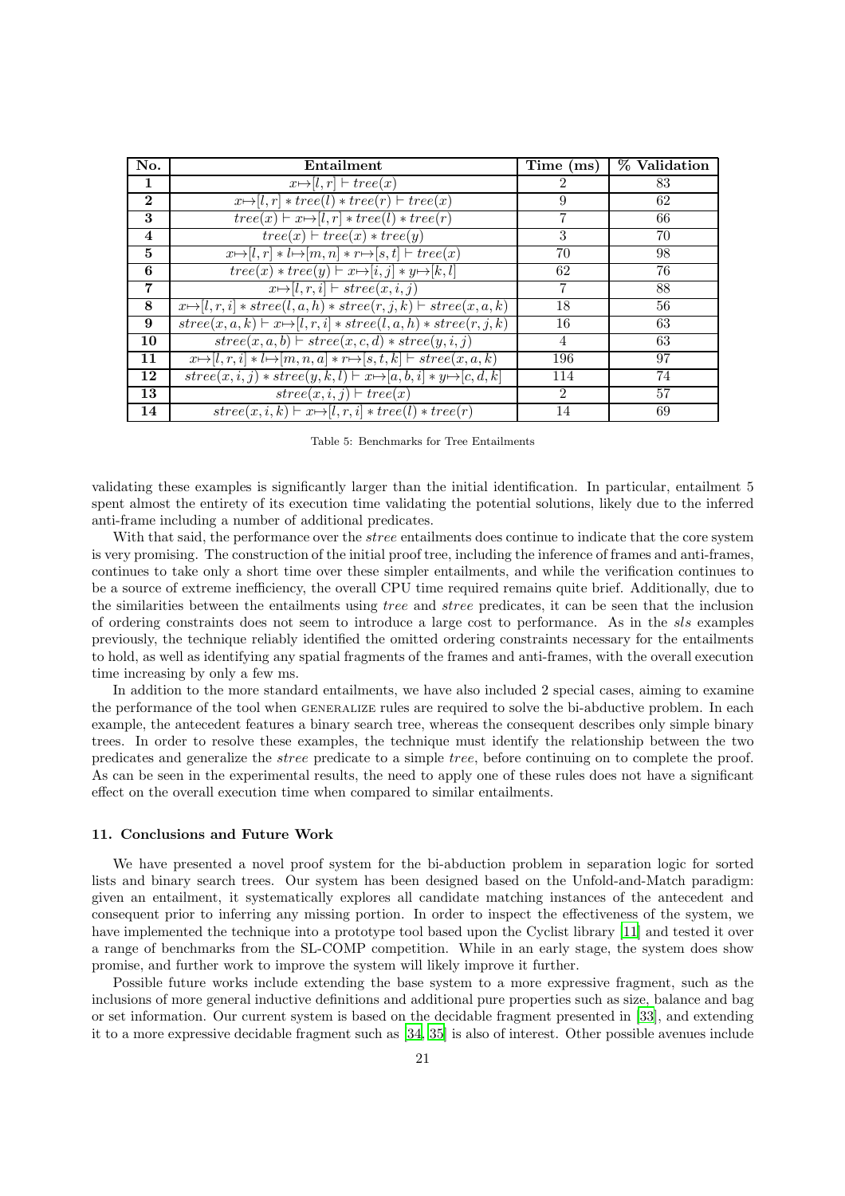| No. | Entailment | Time (ms) | % Validation |
| --- | --- | --- | --- |
| **1** | $x{\mapsto}[l,r] \vdash tree(x)$ | 2 | 83 |
| **2** | $x{\mapsto}[l,r] * tree(l) * tree(r) \vdash tree(x)$ | 9 | 62 |
| **3** | $tree(x) \vdash x{\mapsto}[l,r] * tree(l) * tree(r)$ | 7 | 66 |
| **4** | $tree(x) \vdash tree(x) * tree(y)$ | 3 | 70 |
| **5** | $x{\mapsto}[l,r] * l{\mapsto}[m,n] * r{\mapsto}[s,t] \vdash tree(x)$ | 70 | 98 |
| **6** | $tree(x) * tree(y) \vdash x{\mapsto}[i,j] * y{\mapsto}[k,l]$ | 62 | 76 |
| **7** | $x{\mapsto}[l,r,i] \vdash stree(x,i,j)$ | 7 | 88 |
| **8** | $x{\mapsto}[l,r,i] * stree(l,a,h) * stree(r,j,k) \vdash stree(x,a,k)$ | 18 | 56 |
| **9** | $stree(x,a,k) \vdash x{\mapsto}[l,r,i] * stree(l,a,h) * stree(r,j,k)$ | 16 | 63 |
| **10** | $stree(x,a,b) \vdash stree(x,c,d) * stree(y,i,j)$ | 4 | 63 |
| **11** | $x{\mapsto}[l,r,i] * l{\mapsto}[m,n,a] * r{\mapsto}[s,t,k] \vdash stree(x,a,k)$ | 196 | 97 |
| **12** | $stree(x,i,j) * stree(y,k,l) \vdash x{\mapsto}[a,b,i] * y{\mapsto}[c,d,k]$ | 114 | 74 |
| **13** | $stree(x,i,j) \vdash tree(x)$ | 2 | 57 |
| **14** | $stree(x,i,k) \vdash x{\mapsto}[l,r,i] * tree(l) * tree(r)$ | 14 | 69 |

Table 5: Benchmarks for Tree Entailments

validating these examples is significantly larger than the initial identification. In particular, entailment 5 spent almost the entirety of its execution time validating the potential solutions, likely due to the inferred anti-frame including a number of additional predicates.

With that said, the performance over the *stree* entailments does continue to indicate that the core system is very promising. The construction of the initial proof tree, including the inference of frames and anti-frames, continues to take only a short time over these simpler entailments, and while the verification continues to be a source of extreme inefficiency, the overall CPU time required remains quite brief. Additionally, due to the similarities between the entailments using *tree* and *stree* predicates, it can be seen that the inclusion of ordering constraints does not seem to introduce a large cost to performance. As in the *sls* examples previously, the technique reliably identified the omitted ordering constraints necessary for the entailments to hold, as well as identifying any spatial fragments of the frames and anti-frames, with the overall execution time increasing by only a few ms.

In addition to the more standard entailments, we have also included 2 special cases, aiming to examine the performance of the tool when GENERALIZE rules are required to solve the bi-abductive problem. In each example, the antecedent features a binary search tree, whereas the consequent describes only simple binary trees. In order to resolve these examples, the technique must identify the relationship between the two predicates and generalize the *stree* predicate to a simple *tree*, before continuing on to complete the proof. As can be seen in the experimental results, the need to apply one of these rules does not have a significant effect on the overall execution time when compared to similar entailments.

## 11. Conclusions and Future Work

We have presented a novel proof system for the bi-abduction problem in separation logic for sorted lists and binary search trees. Our system has been designed based on the Unfold-and-Match paradigm: given an entailment, it systematically explores all candidate matching instances of the antecedent and consequent prior to inferring any missing portion. In order to inspect the effectiveness of the system, we have implemented the technique into a prototype tool based upon the Cyclist library [11] and tested it over a range of benchmarks from the SL-COMP competition. While in an early stage, the system does show promise, and further work to improve the system will likely improve it further.

Possible future works include extending the base system to a more expressive fragment, such as the inclusions of more general inductive definitions and additional pure properties such as size, balance and bag or set information. Our current system is based on the decidable fragment presented in [33], and extending it to a more expressive decidable fragment such as [34, 35] is also of interest. Other possible avenues include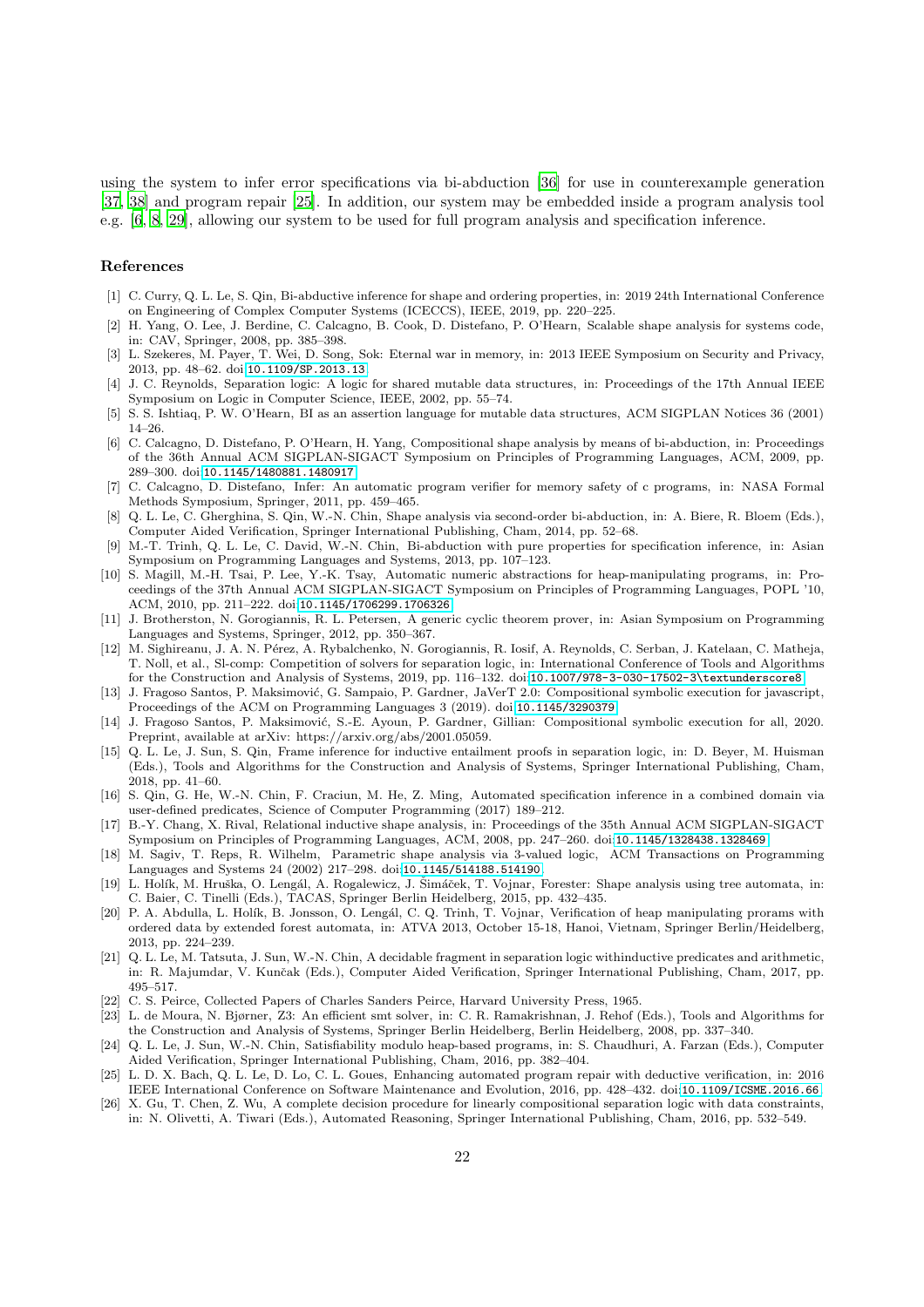using the system to infer error specifications via bi-abduction [36] for use in counterexample generation [37, 38] and program repair [25]. In addition, our system may be embedded inside a program analysis tool e.g. [6, 8, 29], allowing our system to be used for full program analysis and specification inference.

## References

[1] C. Curry, Q. L. Le, S. Qin, Bi-abductive inference for shape and ordering properties, in: 2019 24th International Conference on Engineering of Complex Computer Systems (ICECCS), IEEE, 2019, pp. 220–225.

[2] H. Yang, O. Lee, J. Berdine, C. Calcagno, B. Cook, D. Distefano, P. O'Hearn, Scalable shape analysis for systems code, in: CAV, Springer, 2008, pp. 385–398.

[3] L. Szekeres, M. Payer, T. Wei, D. Song, Sok: Eternal war in memory, in: 2013 IEEE Symposium on Security and Privacy, 2013, pp. 48–62. doi:10.1109/SP.2013.13.

[4] J. C. Reynolds, Separation logic: A logic for shared mutable data structures, in: Proceedings of the 17th Annual IEEE Symposium on Logic in Computer Science, IEEE, 2002, pp. 55–74.

[5] S. S. Ishtiaq, P. W. O'Hearn, BI as an assertion language for mutable data structures, ACM SIGPLAN Notices 36 (2001) 14–26.

[6] C. Calcagno, D. Distefano, P. O'Hearn, H. Yang, Compositional shape analysis by means of bi-abduction, in: Proceedings of the 36th Annual ACM SIGPLAN-SIGACT Symposium on Principles of Programming Languages, ACM, 2009, pp. 289–300. doi:10.1145/1480881.1480917.

[7] C. Calcagno, D. Distefano, Infer: An automatic program verifier for memory safety of c programs, in: NASA Formal Methods Symposium, Springer, 2011, pp. 459–465.

[8] Q. L. Le, C. Gherghina, S. Qin, W.-N. Chin, Shape analysis via second-order bi-abduction, in: A. Biere, R. Bloem (Eds.), Computer Aided Verification, Springer International Publishing, Cham, 2014, pp. 52–68.

[9] M.-T. Trinh, Q. L. Le, C. David, W.-N. Chin, Bi-abduction with pure properties for specification inference, in: Asian Symposium on Programming Languages and Systems, 2013, pp. 107–123.

[10] S. Magill, M.-H. Tsai, P. Lee, Y.-K. Tsay, Automatic numeric abstractions for heap-manipulating programs, in: Proceedings of the 37th Annual ACM SIGPLAN-SIGACT Symposium on Principles of Programming Languages, POPL '10, ACM, 2010, pp. 211–222. doi:10.1145/1706299.1706326.

[11] J. Brotherston, N. Gorogiannis, R. L. Petersen, A generic cyclic theorem prover, in: Asian Symposium on Programming Languages and Systems, Springer, 2012, pp. 350–367.

[12] M. Sighireanu, J. A. N. Pérez, A. Rybalchenko, N. Gorogiannis, R. Iosif, A. Reynolds, C. Serban, J. Katelaan, C. Matheja, T. Noll, et al., Sl-comp: Competition of solvers for separation logic, in: International Conference of Tools and Algorithms for the Construction and Analysis of Systems, 2019, pp. 116–132. doi:10.1007/978-3-030-17502-3\textunderscore8.

[13] J. Fragoso Santos, P. Maksimović, G. Sampaio, P. Gardner, JaVerT 2.0: Compositional symbolic execution for javascript, Proceedings of the ACM on Programming Languages 3 (2019). doi:10.1145/3290379.

[14] J. Fragoso Santos, P. Maksimović, S.-E. Ayoun, P. Gardner, Gillian: Compositional symbolic execution for all, 2020. Preprint, available at arXiv: https://arxiv.org/abs/2001.05059.

[15] Q. L. Le, J. Sun, S. Qin, Frame inference for inductive entailment proofs in separation logic, in: D. Beyer, M. Huisman (Eds.), Tools and Algorithms for the Construction and Analysis of Systems, Springer International Publishing, Cham, 2018, pp. 41–60.

[16] S. Qin, G. He, W.-N. Chin, F. Craciun, M. He, Z. Ming, Automated specification inference in a combined domain via user-defined predicates, Science of Computer Programming (2017) 189–212.

[17] B.-Y. Chang, X. Rival, Relational inductive shape analysis, in: Proceedings of the 35th Annual ACM SIGPLAN-SIGACT Symposium on Principles of Programming Languages, ACM, 2008, pp. 247–260. doi:10.1145/1328438.1328469.

[18] M. Sagiv, T. Reps, R. Wilhelm, Parametric shape analysis via 3-valued logic, ACM Transactions on Programming Languages and Systems 24 (2002) 217–298. doi:10.1145/514188.514190.

[19] L. Holík, M. Hruška, O. Lengál, A. Rogalewicz, J. Šimáček, T. Vojnar, Forester: Shape analysis using tree automata, in: C. Baier, C. Tinelli (Eds.), TACAS, Springer Berlin Heidelberg, 2015, pp. 432–435.

[20] P. A. Abdulla, L. Holík, B. Jonsson, O. Lengál, C. Q. Trinh, T. Vojnar, Verification of heap manipulating prorams with ordered data by extended forest automata, in: ATVA 2013, October 15-18, Hanoi, Vietnam, Springer Berlin/Heidelberg, 2013, pp. 224–239.

[21] Q. L. Le, M. Tatsuta, J. Sun, W.-N. Chin, A decidable fragment in separation logic withinductive predicates and arithmetic, in: R. Majumdar, V. Kunčak (Eds.), Computer Aided Verification, Springer International Publishing, Cham, 2017, pp. 495–517.

[22] C. S. Peirce, Collected Papers of Charles Sanders Peirce, Harvard University Press, 1965.

[23] L. de Moura, N. Bjørner, Z3: An efficient smt solver, in: C. R. Ramakrishnan, J. Rehof (Eds.), Tools and Algorithms for the Construction and Analysis of Systems, Springer Berlin Heidelberg, Berlin Heidelberg, 2008, pp. 337–340.

[24] Q. L. Le, J. Sun, W.-N. Chin, Satisfiability modulo heap-based programs, in: S. Chaudhuri, A. Farzan (Eds.), Computer Aided Verification, Springer International Publishing, Cham, 2016, pp. 382–404.

[25] L. D. X. Bach, Q. L. Le, D. Lo, C. L. Goues, Enhancing automated program repair with deductive verification, in: 2016 IEEE International Conference on Software Maintenance and Evolution, 2016, pp. 428–432. doi:10.1109/ICSME.2016.66.

[26] X. Gu, T. Chen, Z. Wu, A complete decision procedure for linearly compositional separation logic with data constraints, in: N. Olivetti, A. Tiwari (Eds.), Automated Reasoning, Springer International Publishing, Cham, 2016, pp. 532–549.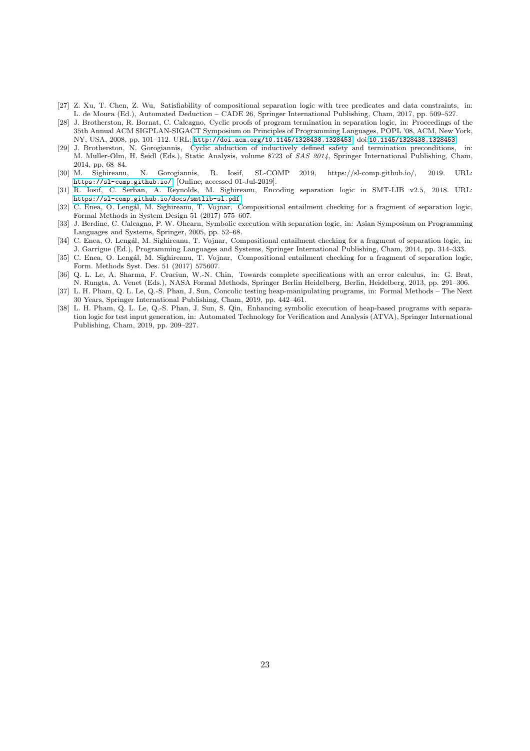[27] Z. Xu, T. Chen, Z. Wu, Satisfiability of compositional separation logic with tree predicates and data constraints, in: L. de Moura (Ed.), Automated Deduction – CADE 26, Springer International Publishing, Cham, 2017, pp. 509–527.

[28] J. Brotherston, R. Bornat, C. Calcagno, Cyclic proofs of program termination in separation logic, in: Proceedings of the 35th Annual ACM SIGPLAN-SIGACT Symposium on Principles of Programming Languages, POPL '08, ACM, New York, NY, USA, 2008, pp. 101–112. URL: http://doi.acm.org/10.1145/1328438.1328453. doi:10.1145/1328438.1328453.

[29] J. Brotherston, N. Gorogiannis, Cyclic abduction of inductively defined safety and termination preconditions, in: M. Muller-Olm, H. Seidl (Eds.), Static Analysis, volume 8723 of *SAS 2014*, Springer International Publishing, Cham, 2014, pp. 68–84.

[30] M. Sighireanu, N. Gorogiannis, R. Iosif, SL-COMP 2019, https://sl-comp.github.io/, 2019. URL: https://sl-comp.github.io/, [Online; accessed 01-Jul-2019].

[31] R. Iosif, C. Serban, A. Reynolds, M. Sighireanu, Encoding separation logic in SMT-LIB v2.5, 2018. URL: https://sl-comp.github.io/docs/smtlib-sl.pdf.

[32] C. Enea, O. Lengál, M. Sighireanu, T. Vojnar, Compositional entailment checking for a fragment of separation logic, Formal Methods in System Design 51 (2017) 575–607.

[33] J. Berdine, C. Calcagno, P. W. Ohearn, Symbolic execution with separation logic, in: Asian Symposium on Programming Languages and Systems, Springer, 2005, pp. 52–68.

[34] C. Enea, O. Lengál, M. Sighireanu, T. Vojnar, Compositional entailment checking for a fragment of separation logic, in: J. Garrigue (Ed.), Programming Languages and Systems, Springer International Publishing, Cham, 2014, pp. 314–333.

[35] C. Enea, O. Lengál, M. Sighireanu, T. Vojnar, Compositional entailment checking for a fragment of separation logic, Form. Methods Syst. Des. 51 (2017) 575607.

[36] Q. L. Le, A. Sharma, F. Craciun, W.-N. Chin, Towards complete specifications with an error calculus, in: G. Brat, N. Rungta, A. Venet (Eds.), NASA Formal Methods, Springer Berlin Heidelberg, Berlin, Heidelberg, 2013, pp. 291–306.

[37] L. H. Pham, Q. L. Le, Q.-S. Phan, J. Sun, Concolic testing heap-manipulating programs, in: Formal Methods – The Next 30 Years, Springer International Publishing, Cham, 2019, pp. 442–461.

[38] L. H. Pham, Q. L. Le, Q.-S. Phan, J. Sun, S. Qin, Enhancing symbolic execution of heap-based programs with separation logic for test input generation, in: Automated Technology for Verification and Analysis (ATVA), Springer International Publishing, Cham, 2019, pp. 209–227.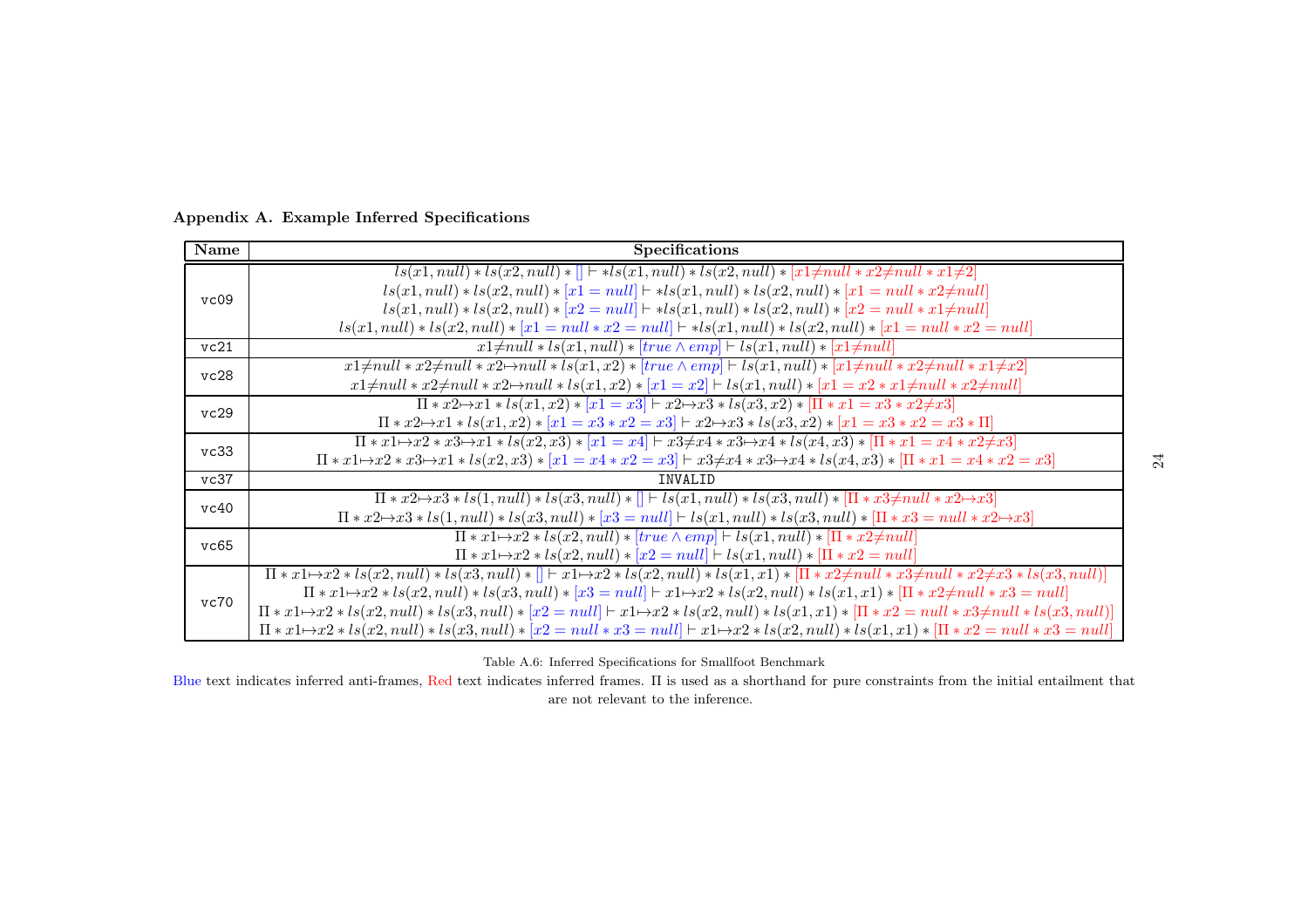**Appendix A. Example Inferred Specifications**

| Name | Specifications |
|---|---|
| vc09 | $ls(x1, null) * ls(x2, null) * [] \vdash *ls(x1, null) * ls(x2, null) * [x1 \neq null * x2 \neq null * x1 \neq 2]$ |
| | $ls(x1, null) * ls(x2, null) * [x1 = null] \vdash *ls(x1, null) * ls(x2, null) * [x1 = null * x2 \neq null]$ |
| | $ls(x1, null) * ls(x2, null) * [x2 = null] \vdash *ls(x1, null) * ls(x2, null) * [x2 = null * x1 \neq null]$ |
| | $ls(x1, null) * ls(x2, null) * [x1 = null * x2 = null] \vdash *ls(x1, null) * ls(x2, null) * [x1 = null * x2 = null]$ |
| vc21 | $x1 \neq null * ls(x1, null) * [true \wedge emp] \vdash ls(x1, null) * [x1 \neq null]$ |
| vc28 | $x1 \neq null * x2 \neq null * x2 \mapsto null * ls(x1, x2) * [true \wedge emp] \vdash ls(x1, null) * [x1 \neq null * x2 \neq null * x1 \neq x2]$ |
| | $x1 \neq null * x2 \neq null * x2 \mapsto null * ls(x1, x2) * [x1 = x2] \vdash ls(x1, null) * [x1 = x2 * x1 \neq null * x2 \neq null]$ |
| vc29 | $\Pi * x2 \mapsto x1 * ls(x1, x2) * [x1 = x3] \vdash x2 \mapsto x3 * ls(x3, x2) * [\Pi * x1 = x3 * x2 \neq x3]$ |
| | $\Pi * x2 \mapsto x1 * ls(x1, x2) * [x1 = x3 * x2 = x3] \vdash x2 \mapsto x3 * ls(x3, x2) * [x1 = x3 * x2 = x3 * \Pi]$ |
| vc33 | $\Pi * x1 \mapsto x2 * x3 \mapsto x1 * ls(x2, x3) * [x1 = x4] \vdash x3 \neq x4 * x3 \mapsto x4 * ls(x4, x3) * [\Pi * x1 = x4 * x2 \neq x3]$ |
| | $\Pi * x1 \mapsto x2 * x3 \mapsto x1 * ls(x2, x3) * [x1 = x4 * x2 = x3] \vdash x3 \neq x4 * x3 \mapsto x4 * ls(x4, x3) * [\Pi * x1 = x4 * x2 = x3]$ |
| vc37 | INVALID |
| vc40 | $\Pi * x2 \mapsto x3 * ls(1, null) * ls(x3, null) * [] \vdash ls(x1, null) * ls(x3, null) * [\Pi * x3 \neq null * x2 \mapsto x3]$ |
| | $\Pi * x2 \mapsto x3 * ls(1, null) * ls(x3, null) * [x3 = null] \vdash ls(x1, null) * ls(x3, null) * [\Pi * x3 = null * x2 \mapsto x3]$ |
| vc65 | $\Pi * x1 \mapsto x2 * ls(x2, null) * [true \wedge emp] \vdash ls(x1, null) * [\Pi * x2 \neq null]$ |
| | $\Pi * x1 \mapsto x2 * ls(x2, null) * [x2 = null] \vdash ls(x1, null) * [\Pi * x2 = null]$ |
| vc70 | $\Pi * x1 \mapsto x2 * ls(x2, null) * ls(x3, null) * [] \vdash x1 \mapsto x2 * ls(x2, null) * ls(x1, x1) * [\Pi * x2 \neq null * x3 \neq null * x2 \neq x3 * ls(x3, null)]$ |
| | $\Pi * x1 \mapsto x2 * ls(x2, null) * ls(x3, null) * [x3 = null] \vdash x1 \mapsto x2 * ls(x2, null) * ls(x1, x1) * [\Pi * x2 \neq null * x3 = null]$ |
| | $\Pi * x1 \mapsto x2 * ls(x2, null) * ls(x3, null) * [x2 = null] \vdash x1 \mapsto x2 * ls(x2, null) * ls(x1, x1) * [\Pi * x2 = null * x3 \neq null * ls(x3, null)]$ |
| | $\Pi * x1 \mapsto x2 * ls(x2, null) * ls(x3, null) * [x2 = null * x3 = null] \vdash x1 \mapsto x2 * ls(x2, null) * ls(x1, x1) * [\Pi * x2 = null * x3 = null]$ |

Table A.6: Inferred Specifications for Smallfoot Benchmark

Blue text indicates inferred anti-frames, Red text indicates inferred frames. $\Pi$ is used as a shorthand for pure constraints from the initial entailment that are not relevant to the inference.